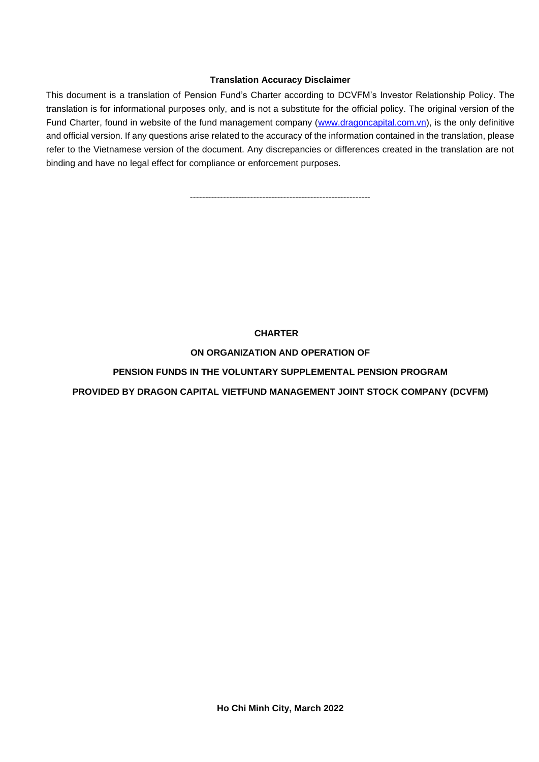**Translation Accuracy Disclaimer**

This document is a translation of Pension Fund's Charter according to DCVFM's Investor Relationship Policy. The translation is for informational purposes only, and is not a substitute for the official policy. The original version of the Fund Charter, found in website of the fund management company ([www.dragoncapital.com.vn](www.dragoncapital.com.vn)), is the only definitive and official version. If any questions arise related to the accuracy of the information contained in the translation, please refer to the Vietnamese version of the document. Any discrepancies or differences created in the translation are not binding and have no legal effect for compliance or enforcement purposes.

------------------------------------------------------------

# CHARTER

## ON ORGANIZATION AND OPERATION OF

## PENSION FUNDS IN THE VOLUNTARY SUPPLEMENTAL PENSION PROGRAM

## PROVIDED BY DRAGON CAPITAL VIETFUND MANAGEMENT JOINT STOCK COMPANY (DCVFM)

**Ho Chi Minh City, March 2022**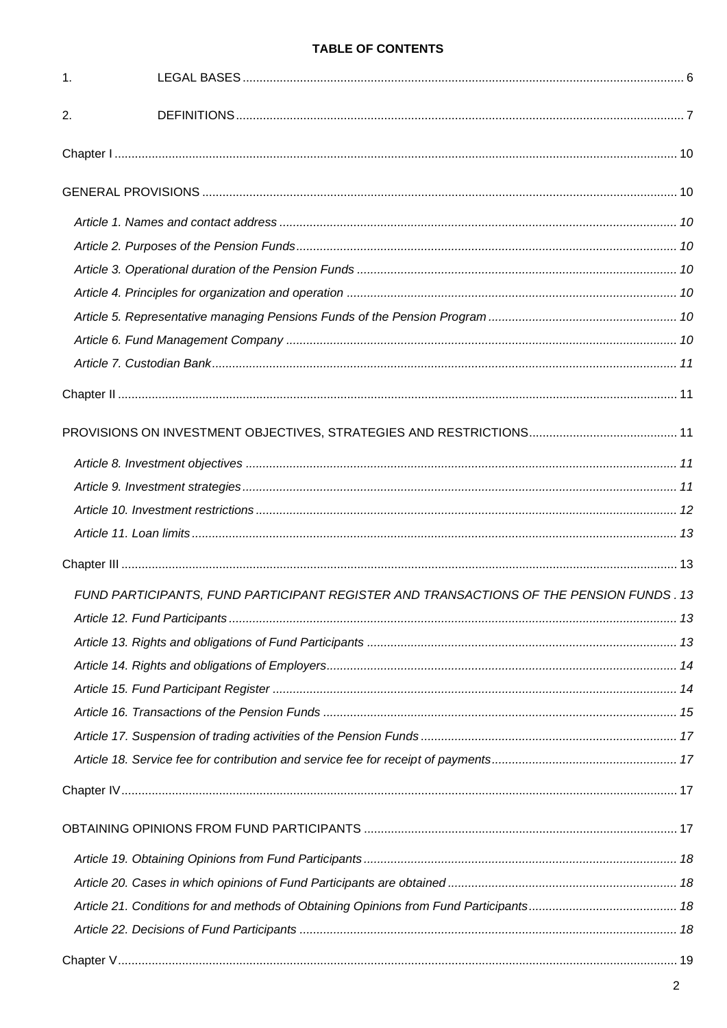**TABLE OF CONTENTS**

1. LEGAL BASES ..... 6

2. DEFINITIONS ..... 7

Chapter I ..... 10

GENERAL PROVISIONS ..... 10

*Article 1. Names and contact address ..... 10*

*Article 2. Purposes of the Pension Funds ..... 10*

*Article 3. Operational duration of the Pension Funds ..... 10*

*Article 4. Principles for organization and operation ..... 10*

*Article 5. Representative managing Pensions Funds of the Pension Program ..... 10*

*Article 6. Fund Management Company ..... 10*

*Article 7. Custodian Bank ..... 11*

Chapter II ..... 11

PROVISIONS ON INVESTMENT OBJECTIVES, STRATEGIES AND RESTRICTIONS ..... 11

*Article 8. Investment objectives ..... 11*

*Article 9. Investment strategies ..... 11*

*Article 10. Investment restrictions ..... 12*

*Article 11. Loan limits ..... 13*

Chapter III ..... 13

*FUND PARTICIPANTS, FUND PARTICIPANT REGISTER AND TRANSACTIONS OF THE PENSION FUNDS . 13*

*Article 12. Fund Participants ..... 13*

*Article 13. Rights and obligations of Fund Participants ..... 13*

*Article 14. Rights and obligations of Employers ..... 14*

*Article 15. Fund Participant Register ..... 14*

*Article 16. Transactions of the Pension Funds ..... 15*

*Article 17. Suspension of trading activities of the Pension Funds ..... 17*

*Article 18. Service fee for contribution and service fee for receipt of payments ..... 17*

Chapter IV ..... 17

OBTAINING OPINIONS FROM FUND PARTICIPANTS ..... 17

*Article 19. Obtaining Opinions from Fund Participants ..... 18*

*Article 20. Cases in which opinions of Fund Participants are obtained ..... 18*

*Article 21. Conditions for and methods of Obtaining Opinions from Fund Participants ..... 18*

*Article 22. Decisions of Fund Participants ..... 18*

Chapter V ..... 19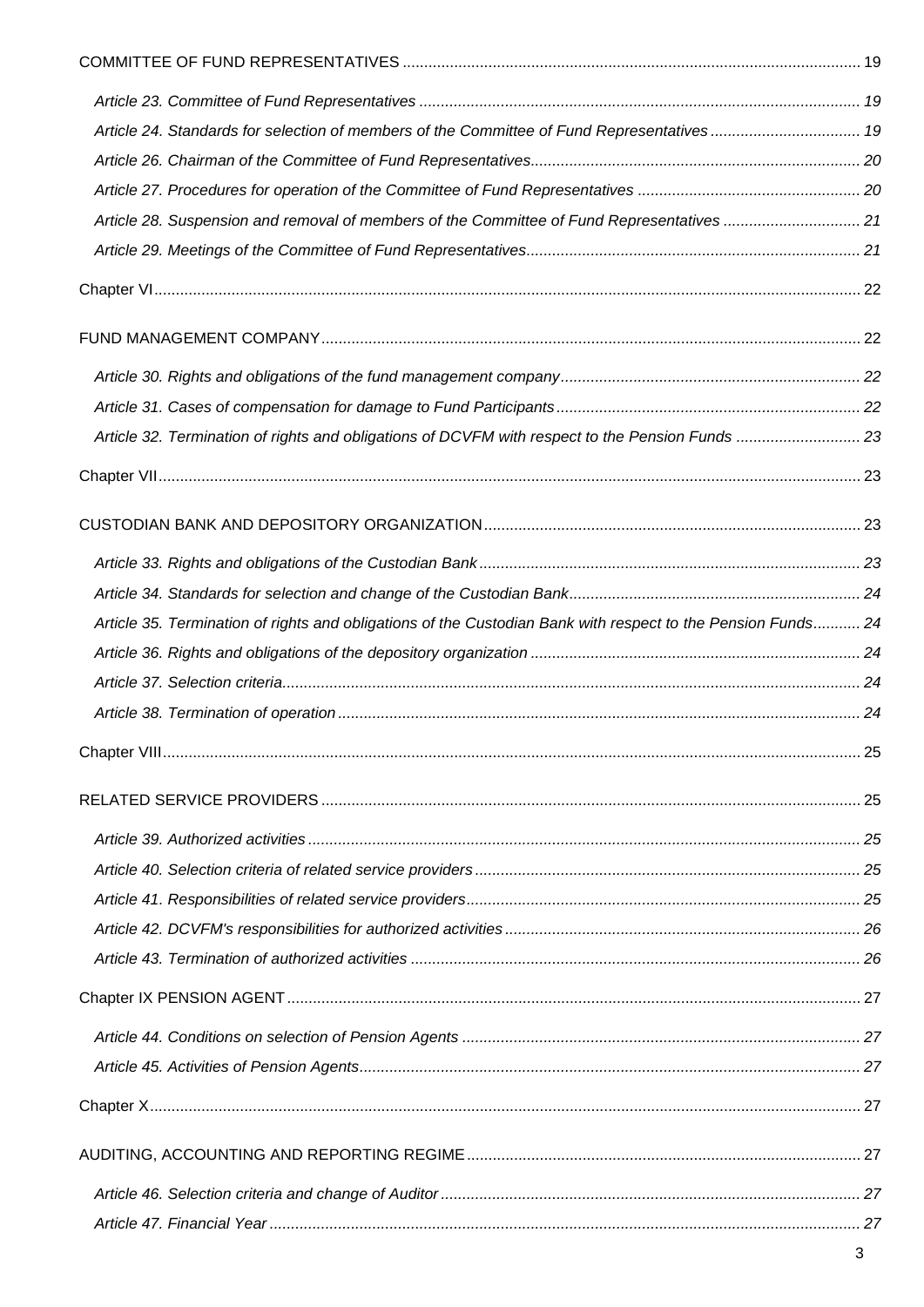COMMITTEE OF FUND REPRESENTATIVES ........................................................................................................ 19

*Article 23. Committee of Fund Representatives ........................................................................................................ 19*

*Article 24. Standards for selection of members of the Committee of Fund Representatives .................................. 19*

*Article 26. Chairman of the Committee of Fund Representatives............................................................................ 20*

*Article 27. Procedures for operation of the Committee of Fund Representatives .................................................... 20*

*Article 28. Suspension and removal of members of the Committee of Fund Representatives ................................ 21*

*Article 29. Meetings of the Committee of Fund Representatives............................................................................. 21*

Chapter VI................................................................................................................................................................ 22

FUND MANAGEMENT COMPANY.............................................................................................................................. 22

*Article 30. Rights and obligations of the fund management company...................................................................... 22*

*Article 31. Cases of compensation for damage to Fund Participants....................................................................... 22*

*Article 32. Termination of rights and obligations of DCVFM with respect to the Pension Funds ............................. 23*

Chapter VII............................................................................................................................................................... 23

CUSTODIAN BANK AND DEPOSITORY ORGANIZATION....................................................................................... 23

*Article 33. Rights and obligations of the Custodian Bank......................................................................................... 23*

*Article 34. Standards for selection and change of the Custodian Bank.................................................................... 24*

*Article 35. Termination of rights and obligations of the Custodian Bank with respect to the Pension Funds........... 24*

*Article 36. Rights and obligations of the depository organization ............................................................................ 24*

*Article 37. Selection criteria....................................................................................................................................... 24*

*Article 38. Termination of operation ......................................................................................................................... 24*

Chapter VIII.............................................................................................................................................................. 25

RELATED SERVICE PROVIDERS ............................................................................................................................. 25

*Article 39. Authorized activities ................................................................................................................................ 25*

*Article 40. Selection criteria of related service providers ......................................................................................... 25*

*Article 41. Responsibilities of related service providers............................................................................................ 25*

*Article 42. DCVFM's responsibilities for authorized activities .................................................................................. 26*

*Article 43. Termination of authorized activities ........................................................................................................ 26*

Chapter IX PENSION AGENT.................................................................................................................................... 27

*Article 44. Conditions on selection of Pension Agents ............................................................................................. 27*

*Article 45. Activities of Pension Agents.................................................................................................................... 27*

Chapter X................................................................................................................................................................. 27

AUDITING, ACCOUNTING AND REPORTING REGIME............................................................................................ 27

*Article 46. Selection criteria and change of Auditor................................................................................................. 27*

*Article 47. Financial Year ......................................................................................................................................... 27*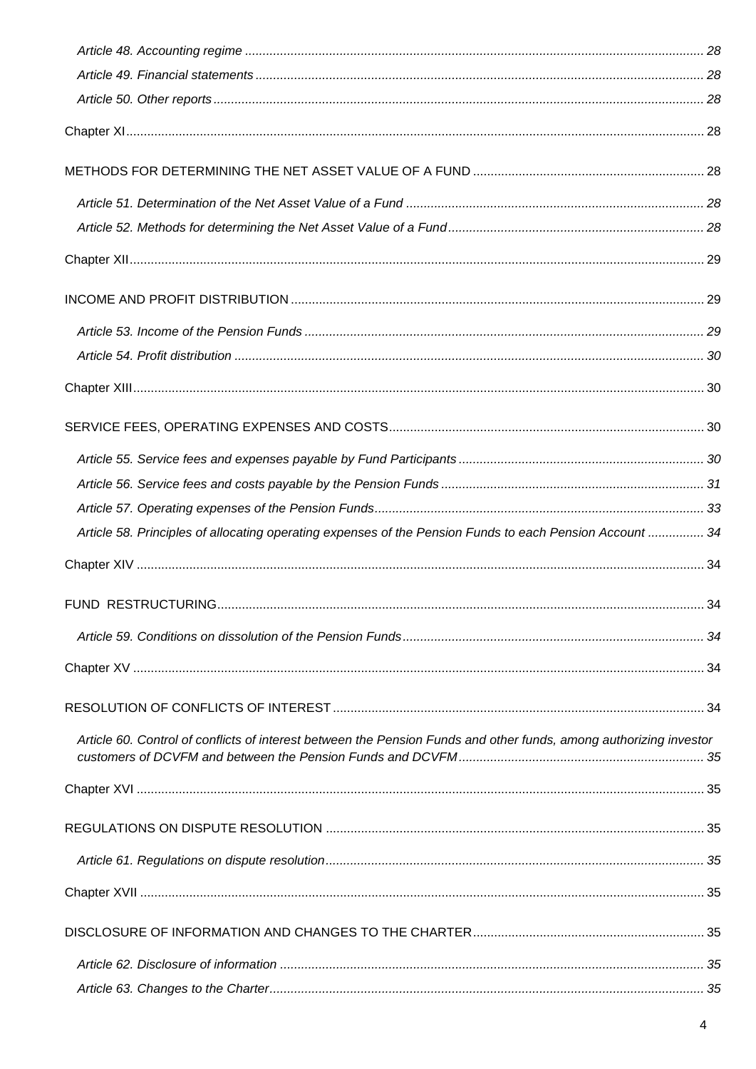*Article 48. Accounting regime* ........................................................ 28

*Article 49. Financial statements* ........................................................ 28

*Article 50. Other reports* ........................................................ 28

Chapter XI ........................................................ 28

METHODS FOR DETERMINING THE NET ASSET VALUE OF A FUND ........................................................ 28

*Article 51. Determination of the Net Asset Value of a Fund* ........................................................ 28

*Article 52. Methods for determining the Net Asset Value of a Fund* ........................................................ 28

Chapter XII ........................................................ 29

INCOME AND PROFIT DISTRIBUTION ........................................................ 29

*Article 53. Income of the Pension Funds* ........................................................ 29

*Article 54. Profit distribution* ........................................................ 30

Chapter XIII ........................................................ 30

SERVICE FEES, OPERATING EXPENSES AND COSTS ........................................................ 30

*Article 55. Service fees and expenses payable by Fund Participants* ........................................................ 30

*Article 56. Service fees and costs payable by the Pension Funds* ........................................................ 31

*Article 57. Operating expenses of the Pension Funds* ........................................................ 33

*Article 58. Principles of allocating operating expenses of the Pension Funds to each Pension Account* ................ 34

Chapter XIV ........................................................ 34

FUND RESTRUCTURING ........................................................ 34

*Article 59. Conditions on dissolution of the Pension Funds* ........................................................ 34

Chapter XV ........................................................ 34

RESOLUTION OF CONFLICTS OF INTEREST ........................................................ 34

*Article 60. Control of conflicts of interest between the Pension Funds and other funds, among authorizing investor customers of DCVFM and between the Pension Funds and DCVFM* ........................................................ 35

Chapter XVI ........................................................ 35

REGULATIONS ON DISPUTE RESOLUTION ........................................................ 35

*Article 61. Regulations on dispute resolution* ........................................................ 35

Chapter XVII ........................................................ 35

DISCLOSURE OF INFORMATION AND CHANGES TO THE CHARTER ........................................................ 35

*Article 62. Disclosure of information* ........................................................ 35

*Article 63. Changes to the Charter* ........................................................ 35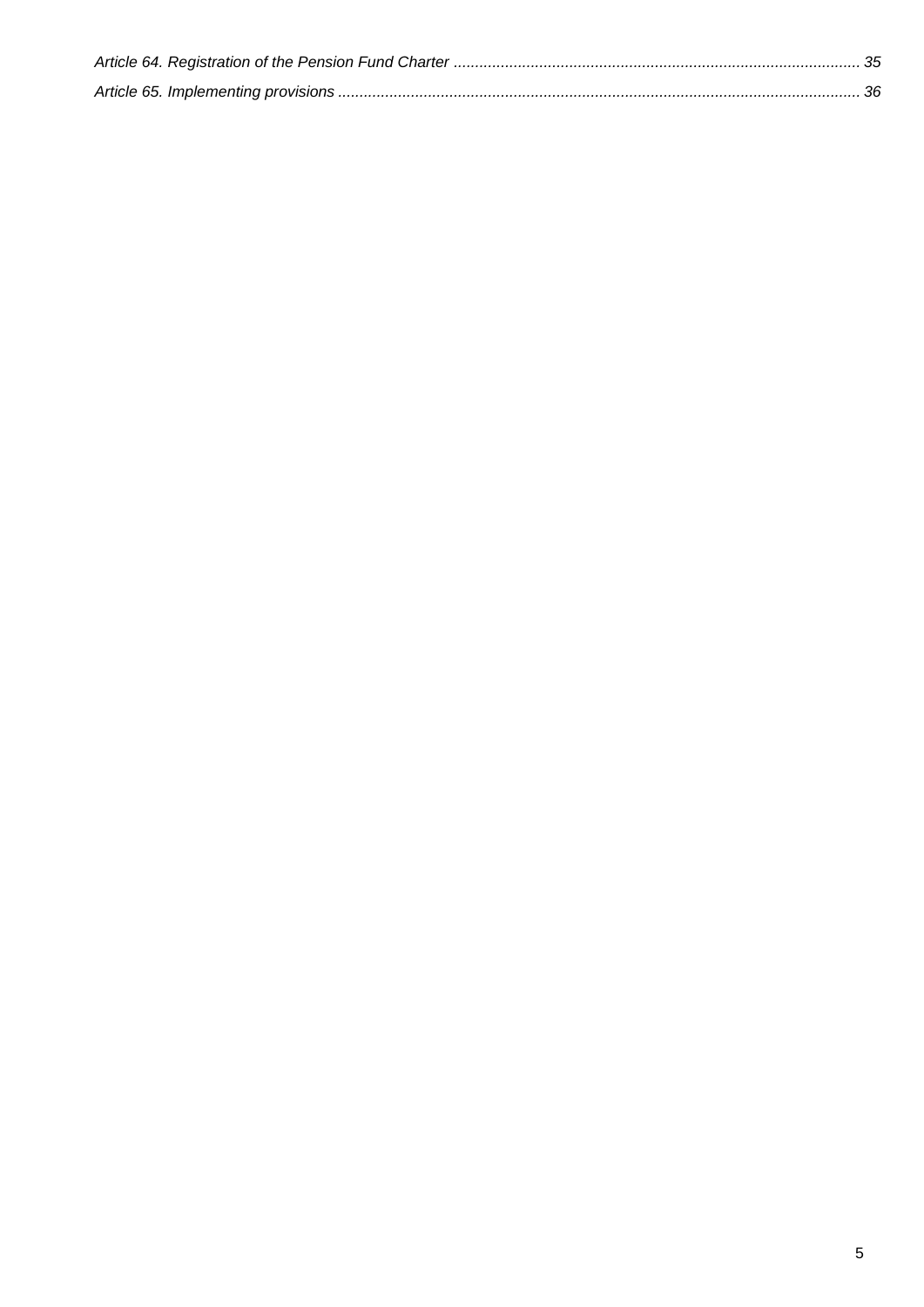*Article 64. Registration of the Pension Fund Charter* ............................................................................................. *35*

*Article 65. Implementing provisions* ........................................................................................................................ *36*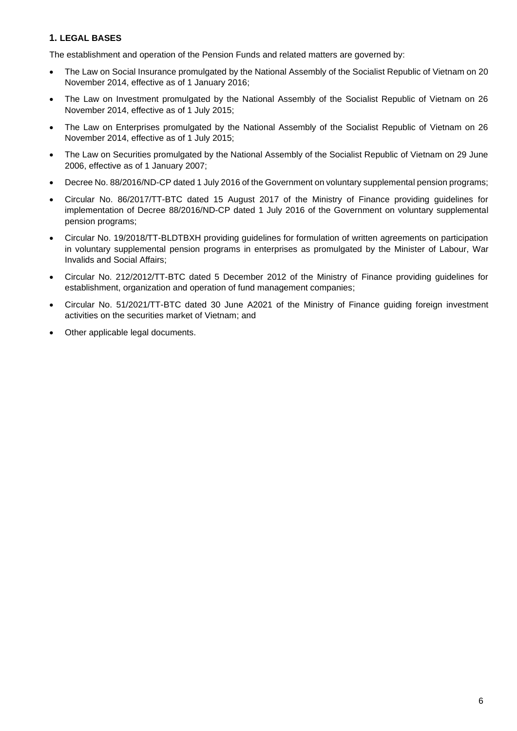## 1. LEGAL BASES

The establishment and operation of the Pension Funds and related matters are governed by:

- The Law on Social Insurance promulgated by the National Assembly of the Socialist Republic of Vietnam on 20 November 2014, effective as of 1 January 2016;
- The Law on Investment promulgated by the National Assembly of the Socialist Republic of Vietnam on 26 November 2014, effective as of 1 July 2015;
- The Law on Enterprises promulgated by the National Assembly of the Socialist Republic of Vietnam on 26 November 2014, effective as of 1 July 2015;
- The Law on Securities promulgated by the National Assembly of the Socialist Republic of Vietnam on 29 June 2006, effective as of 1 January 2007;
- Decree No. 88/2016/ND-CP dated 1 July 2016 of the Government on voluntary supplemental pension programs;
- Circular No. 86/2017/TT-BTC dated 15 August 2017 of the Ministry of Finance providing guidelines for implementation of Decree 88/2016/ND-CP dated 1 July 2016 of the Government on voluntary supplemental pension programs;
- Circular No. 19/2018/TT-BLDTBXH providing guidelines for formulation of written agreements on participation in voluntary supplemental pension programs in enterprises as promulgated by the Minister of Labour, War Invalids and Social Affairs;
- Circular No. 212/2012/TT-BTC dated 5 December 2012 of the Ministry of Finance providing guidelines for establishment, organization and operation of fund management companies;
- Circular No. 51/2021/TT-BTC dated 30 June A2021 of the Ministry of Finance guiding foreign investment activities on the securities market of Vietnam; and
- Other applicable legal documents.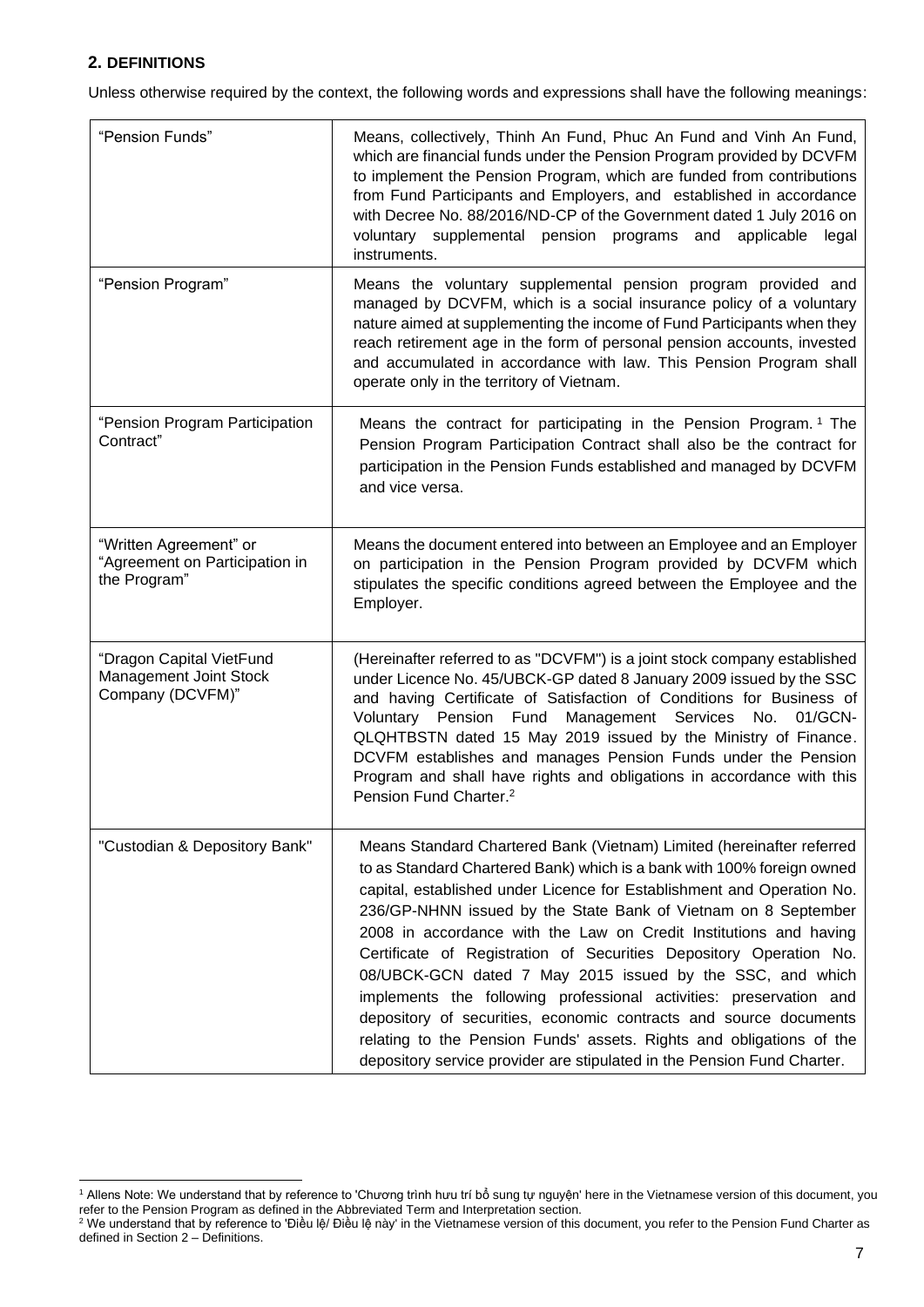## 2. DEFINITIONS

Unless otherwise required by the context, the following words and expressions shall have the following meanings:

| | |
|---|---|
| "Pension Funds" | Means, collectively, Thinh An Fund, Phuc An Fund and Vinh An Fund, which are financial funds under the Pension Program provided by DCVFM to implement the Pension Program, which are funded from contributions from Fund Participants and Employers, and established in accordance with Decree No. 88/2016/ND-CP of the Government dated 1 July 2016 on voluntary supplemental pension programs and applicable legal instruments. |
| "Pension Program" | Means the voluntary supplemental pension program provided and managed by DCVFM, which is a social insurance policy of a voluntary nature aimed at supplementing the income of Fund Participants when they reach retirement age in the form of personal pension accounts, invested and accumulated in accordance with law. This Pension Program shall operate only in the territory of Vietnam. |
| "Pension Program Participation Contract" | Means the contract for participating in the Pension Program.[1] The Pension Program Participation Contract shall also be the contract for participation in the Pension Funds established and managed by DCVFM and vice versa. |
| "Written Agreement" or "Agreement on Participation in the Program" | Means the document entered into between an Employee and an Employer on participation in the Pension Program provided by DCVFM which stipulates the specific conditions agreed between the Employee and the Employer. |
| "Dragon Capital VietFund Management Joint Stock Company (DCVFM)" | (Hereinafter referred to as "DCVFM") is a joint stock company established under Licence No. 45/UBCK-GP dated 8 January 2009 issued by the SSC and having Certificate of Satisfaction of Conditions for Business of Voluntary Pension Fund Management Services No. 01/GCN-QLQHTBSTN dated 15 May 2019 issued by the Ministry of Finance. DCVFM establishes and manages Pension Funds under the Pension Program and shall have rights and obligations in accordance with this Pension Fund Charter.[2] |
| "Custodian & Depository Bank" | Means Standard Chartered Bank (Vietnam) Limited (hereinafter referred to as Standard Chartered Bank) which is a bank with 100% foreign owned capital, established under Licence for Establishment and Operation No. 236/GP-NHNN issued by the State Bank of Vietnam on 8 September 2008 in accordance with the Law on Credit Institutions and having Certificate of Registration of Securities Depository Operation No. 08/UBCK-GCN dated 7 May 2015 issued by the SSC, and which implements the following professional activities: preservation and depository of securities, economic contracts and source documents relating to the Pension Funds' assets. Rights and obligations of the depository service provider are stipulated in the Pension Fund Charter. |

[1] Allens Note: We understand that by reference to 'Chương trình hưu trí bổ sung tự nguyện' here in the Vietnamese version of this document, you refer to the Pension Program as defined in the Abbreviated Term and Interpretation section.

[2] We understand that by reference to 'Điều lệ/ Điều lệ này' in the Vietnamese version of this document, you refer to the Pension Fund Charter as defined in Section 2 – Definitions.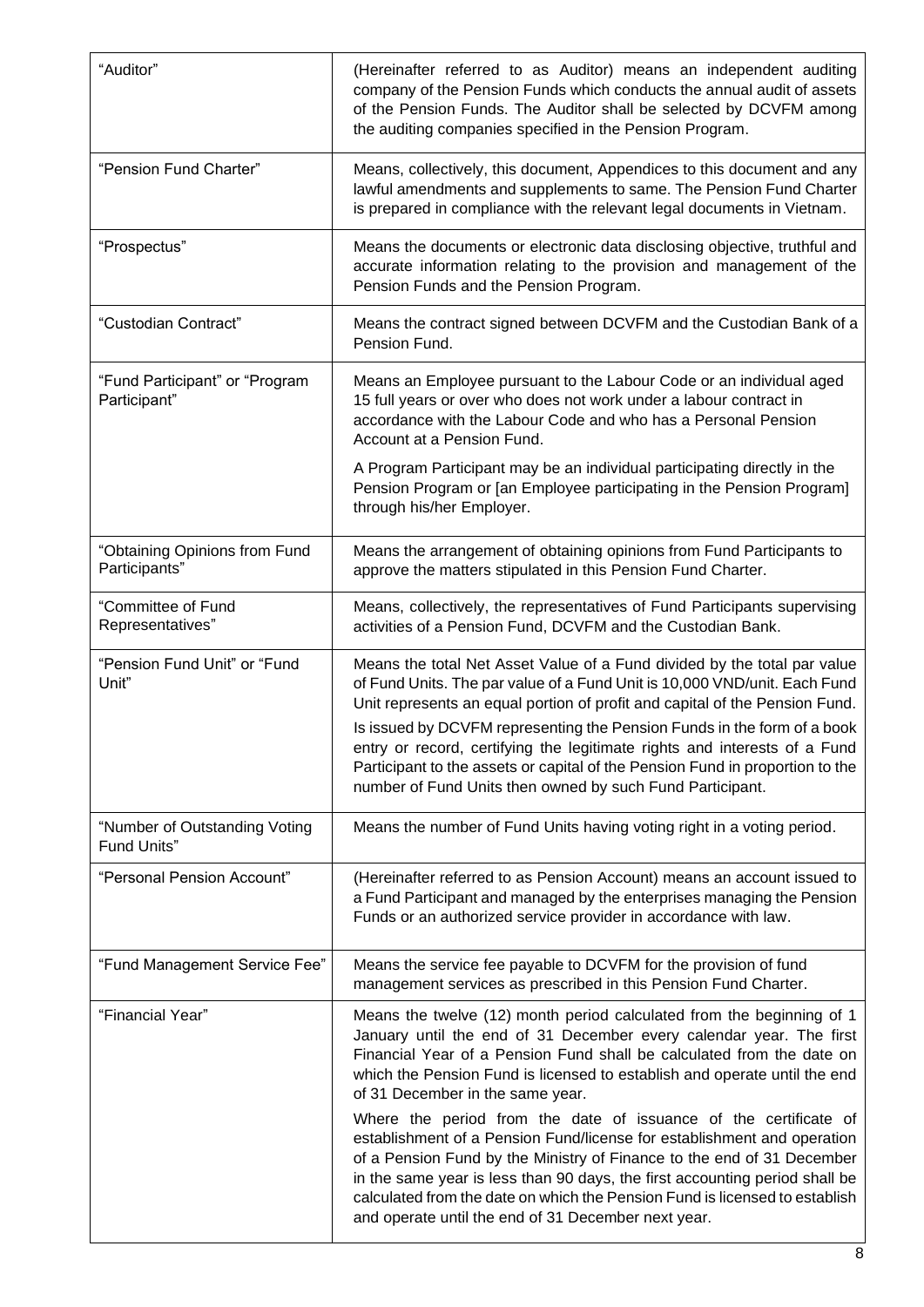| | |
|---|---|
| "Auditor" | (Hereinafter referred to as Auditor) means an independent auditing company of the Pension Funds which conducts the annual audit of assets of the Pension Funds. The Auditor shall be selected by DCVFM among the auditing companies specified in the Pension Program. |
| "Pension Fund Charter" | Means, collectively, this document, Appendices to this document and any lawful amendments and supplements to same. The Pension Fund Charter is prepared in compliance with the relevant legal documents in Vietnam. |
| "Prospectus" | Means the documents or electronic data disclosing objective, truthful and accurate information relating to the provision and management of the Pension Funds and the Pension Program. |
| "Custodian Contract" | Means the contract signed between DCVFM and the Custodian Bank of a Pension Fund. |
| "Fund Participant" or "Program Participant" | Means an Employee pursuant to the Labour Code or an individual aged 15 full years or over who does not work under a labour contract in accordance with the Labour Code and who has a Personal Pension Account at a Pension Fund.<br><br>A Program Participant may be an individual participating directly in the Pension Program or [an Employee participating in the Pension Program] through his/her Employer. |
| "Obtaining Opinions from Fund Participants" | Means the arrangement of obtaining opinions from Fund Participants to approve the matters stipulated in this Pension Fund Charter. |
| "Committee of Fund Representatives" | Means, collectively, the representatives of Fund Participants supervising activities of a Pension Fund, DCVFM and the Custodian Bank. |
| "Pension Fund Unit" or "Fund Unit" | Means the total Net Asset Value of a Fund divided by the total par value of Fund Units. The par value of a Fund Unit is 10,000 VND/unit. Each Fund Unit represents an equal portion of profit and capital of the Pension Fund.<br><br>Is issued by DCVFM representing the Pension Funds in the form of a book entry or record, certifying the legitimate rights and interests of a Fund Participant to the assets or capital of the Pension Fund in proportion to the number of Fund Units then owned by such Fund Participant. |
| "Number of Outstanding Voting Fund Units" | Means the number of Fund Units having voting right in a voting period. |
| "Personal Pension Account" | (Hereinafter referred to as Pension Account) means an account issued to a Fund Participant and managed by the enterprises managing the Pension Funds or an authorized service provider in accordance with law. |
| "Fund Management Service Fee" | Means the service fee payable to DCVFM for the provision of fund management services as prescribed in this Pension Fund Charter. |
| "Financial Year" | Means the twelve (12) month period calculated from the beginning of 1 January until the end of 31 December every calendar year. The first Financial Year of a Pension Fund shall be calculated from the date on which the Pension Fund is licensed to establish and operate until the end of 31 December in the same year.<br><br>Where the period from the date of issuance of the certificate of establishment of a Pension Fund/license for establishment and operation of a Pension Fund by the Ministry of Finance to the end of 31 December in the same year is less than 90 days, the first accounting period shall be calculated from the date on which the Pension Fund is licensed to establish and operate until the end of 31 December next year. |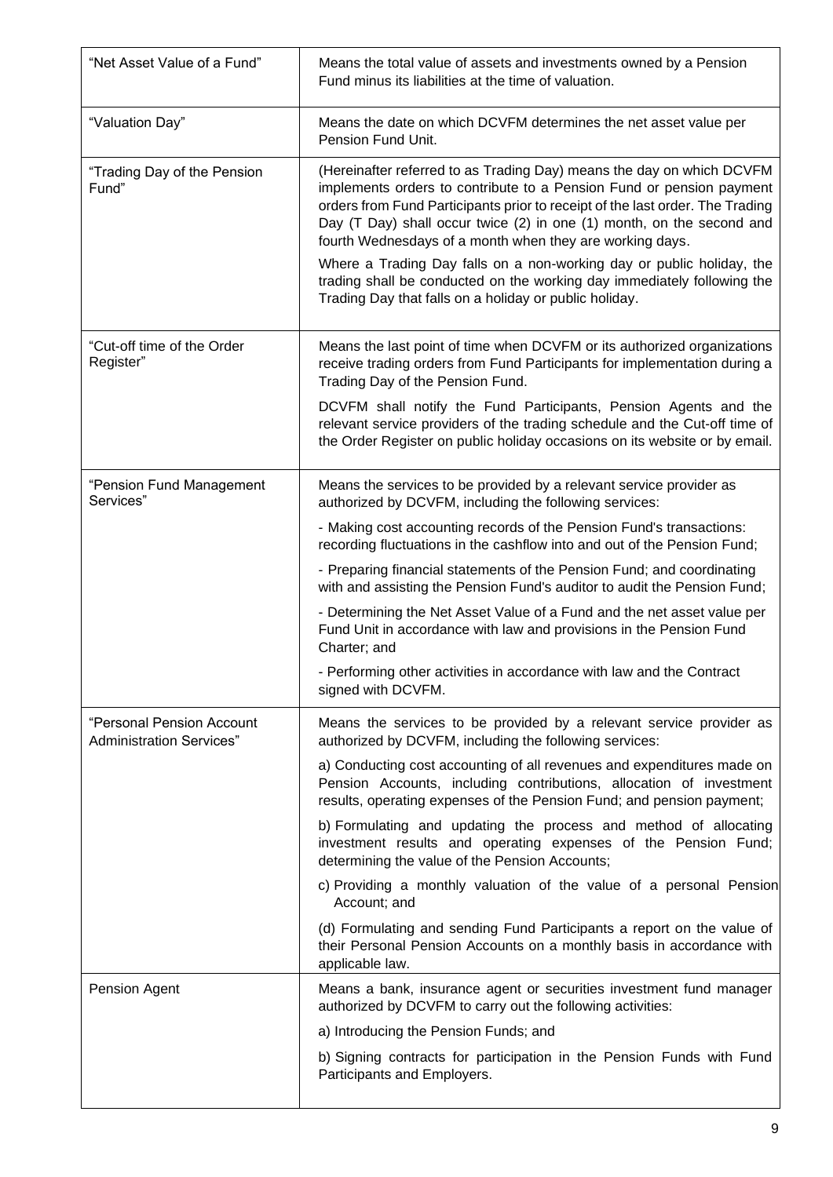| | |
|---|---|
| "Net Asset Value of a Fund" | Means the total value of assets and investments owned by a Pension Fund minus its liabilities at the time of valuation. |
| "Valuation Day" | Means the date on which DCVFM determines the net asset value per Pension Fund Unit. |
| "Trading Day of the Pension Fund" | (Hereinafter referred to as Trading Day) means the day on which DCVFM implements orders to contribute to a Pension Fund or pension payment orders from Fund Participants prior to receipt of the last order. The Trading Day (T Day) shall occur twice (2) in one (1) month, on the second and fourth Wednesdays of a month when they are working days.<br><br>Where a Trading Day falls on a non-working day or public holiday, the trading shall be conducted on the working day immediately following the Trading Day that falls on a holiday or public holiday. |
| "Cut-off time of the Order Register" | Means the last point of time when DCVFM or its authorized organizations receive trading orders from Fund Participants for implementation during a Trading Day of the Pension Fund.<br><br>DCVFM shall notify the Fund Participants, Pension Agents and the relevant service providers of the trading schedule and the Cut-off time of the Order Register on public holiday occasions on its website or by email. |
| "Pension Fund Management Services" | Means the services to be provided by a relevant service provider as authorized by DCVFM, including the following services:<br><br>- Making cost accounting records of the Pension Fund's transactions: recording fluctuations in the cashflow into and out of the Pension Fund;<br><br>- Preparing financial statements of the Pension Fund; and coordinating with and assisting the Pension Fund's auditor to audit the Pension Fund;<br><br>- Determining the Net Asset Value of a Fund and the net asset value per Fund Unit in accordance with law and provisions in the Pension Fund Charter; and<br><br>- Performing other activities in accordance with law and the Contract signed with DCVFM. |
| "Personal Pension Account Administration Services" | Means the services to be provided by a relevant service provider as authorized by DCVFM, including the following services:<br><br>a) Conducting cost accounting of all revenues and expenditures made on Pension Accounts, including contributions, allocation of investment results, operating expenses of the Pension Fund; and pension payment;<br><br>b) Formulating and updating the process and method of allocating investment results and operating expenses of the Pension Fund; determining the value of the Pension Accounts;<br><br>c) Providing a monthly valuation of the value of a personal Pension Account; and<br><br>(d) Formulating and sending Fund Participants a report on the value of their Personal Pension Accounts on a monthly basis in accordance with applicable law. |
| Pension Agent | Means a bank, insurance agent or securities investment fund manager authorized by DCVFM to carry out the following activities:<br><br>a) Introducing the Pension Funds; and<br><br>b) Signing contracts for participation in the Pension Funds with Fund Participants and Employers. |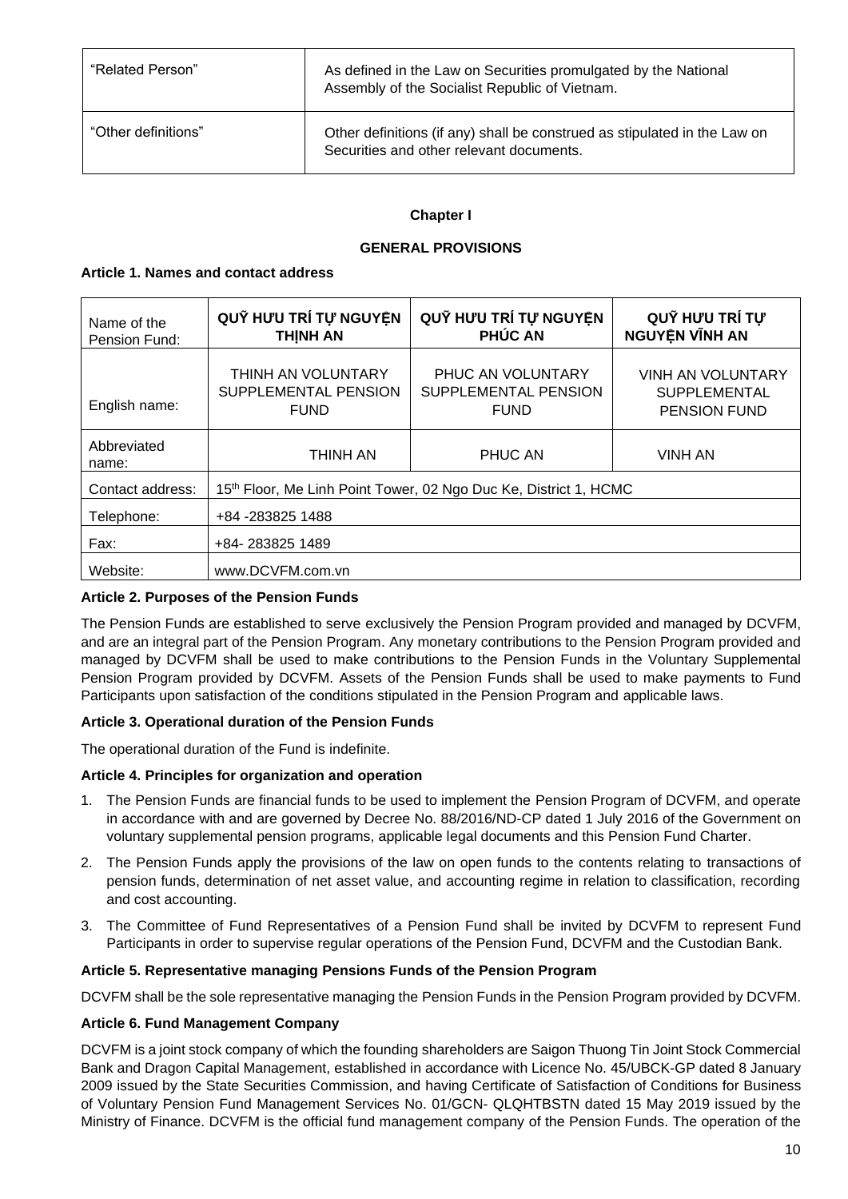| | |
|---|---|
| "Related Person" | As defined in the Law on Securities promulgated by the National Assembly of the Socialist Republic of Vietnam. |
| "Other definitions" | Other definitions (if any) shall be construed as stipulated in the Law on Securities and other relevant documents. |

## Chapter I

## GENERAL PROVISIONS

### Article 1. Names and contact address

| Name of the Pension Fund: | QUỸ HƯU TRÍ TỰ NGUYỆN THỊNH AN | QUỸ HƯU TRÍ TỰ NGUYỆN PHÚC AN | QUỸ HƯU TRÍ TỰ NGUYỆN VĨNH AN |
|---|---|---|---|
| English name: | THINH AN VOLUNTARY SUPPLEMENTAL PENSION FUND | PHUC AN VOLUNTARY SUPPLEMENTAL PENSION FUND | VINH AN VOLUNTARY SUPPLEMENTAL PENSION FUND |
| Abbreviated name: | THINH AN | PHUC AN | VINH AN |
| Contact address: | 15th Floor, Me Linh Point Tower, 02 Ngo Duc Ke, District 1, HCMC | | |
| Telephone: | +84 -283825 1488 | | |
| Fax: | +84- 283825 1489 | | |
| Website: | www.DCVFM.com.vn | | |

### Article 2. Purposes of the Pension Funds

The Pension Funds are established to serve exclusively the Pension Program provided and managed by DCVFM, and are an integral part of the Pension Program. Any monetary contributions to the Pension Program provided and managed by DCVFM shall be used to make contributions to the Pension Funds in the Voluntary Supplemental Pension Program provided by DCVFM. Assets of the Pension Funds shall be used to make payments to Fund Participants upon satisfaction of the conditions stipulated in the Pension Program and applicable laws.

### Article 3. Operational duration of the Pension Funds

The operational duration of the Fund is indefinite.

### Article 4. Principles for organization and operation

1. The Pension Funds are financial funds to be used to implement the Pension Program of DCVFM, and operate in accordance with and are governed by Decree No. 88/2016/ND-CP dated 1 July 2016 of the Government on voluntary supplemental pension programs, applicable legal documents and this Pension Fund Charter.
2. The Pension Funds apply the provisions of the law on open funds to the contents relating to transactions of pension funds, determination of net asset value, and accounting regime in relation to classification, recording and cost accounting.
3. The Committee of Fund Representatives of a Pension Fund shall be invited by DCVFM to represent Fund Participants in order to supervise regular operations of the Pension Fund, DCVFM and the Custodian Bank.

### Article 5. Representative managing Pensions Funds of the Pension Program

DCVFM shall be the sole representative managing the Pension Funds in the Pension Program provided by DCVFM.

### Article 6. Fund Management Company

DCVFM is a joint stock company of which the founding shareholders are Saigon Thuong Tin Joint Stock Commercial Bank and Dragon Capital Management, established in accordance with Licence No. 45/UBCK-GP dated 8 January 2009 issued by the State Securities Commission, and having Certificate of Satisfaction of Conditions for Business of Voluntary Pension Fund Management Services No. 01/GCN- QLQHTBSTN dated 15 May 2019 issued by the Ministry of Finance. DCVFM is the official fund management company of the Pension Funds. The operation of the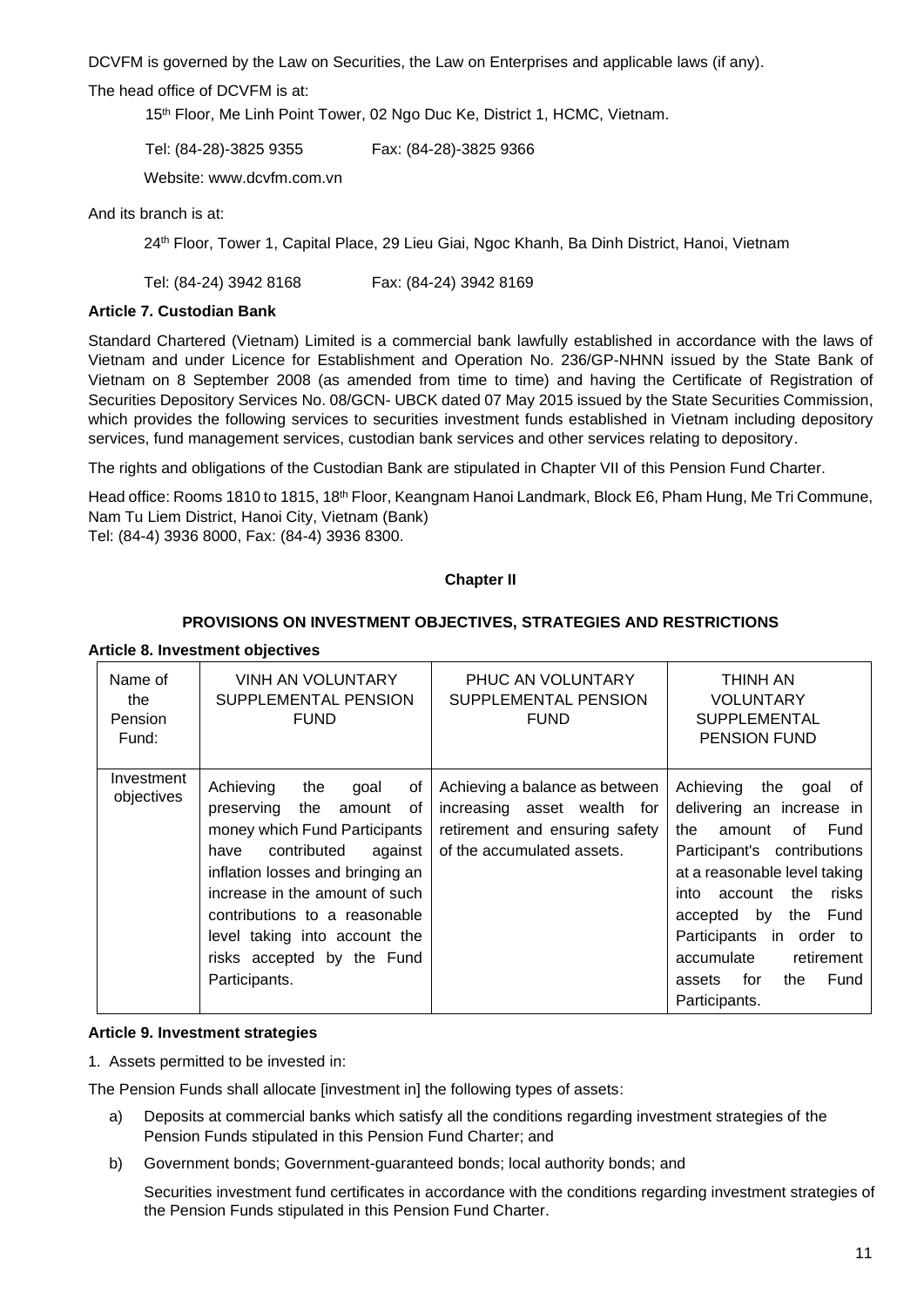DCVFM is governed by the Law on Securities, the Law on Enterprises and applicable laws (if any).

The head office of DCVFM is at:

15th Floor, Me Linh Point Tower, 02 Ngo Duc Ke, District 1, HCMC, Vietnam.

Tel: (84-28)-3825 9355 Fax: (84-28)-3825 9366

Website: www.dcvfm.com.vn

And its branch is at:

24th Floor, Tower 1, Capital Place, 29 Lieu Giai, Ngoc Khanh, Ba Dinh District, Hanoi, Vietnam

Tel: (84-24) 3942 8168 Fax: (84-24) 3942 8169

**Article 7. Custodian Bank**

Standard Chartered (Vietnam) Limited is a commercial bank lawfully established in accordance with the laws of Vietnam and under Licence for Establishment and Operation No. 236/GP-NHNN issued by the State Bank of Vietnam on 8 September 2008 (as amended from time to time) and having the Certificate of Registration of Securities Depository Services No. 08/GCN- UBCK dated 07 May 2015 issued by the State Securities Commission, which provides the following services to securities investment funds established in Vietnam including depository services, fund management services, custodian bank services and other services relating to depository.

The rights and obligations of the Custodian Bank are stipulated in Chapter VII of this Pension Fund Charter.

Head office: Rooms 1810 to 1815, 18th Floor, Keangnam Hanoi Landmark, Block E6, Pham Hung, Me Tri Commune, Nam Tu Liem District, Hanoi City, Vietnam (Bank)
Tel: (84-4) 3936 8000, Fax: (84-4) 3936 8300.

## Chapter II

## PROVISIONS ON INVESTMENT OBJECTIVES, STRATEGIES AND RESTRICTIONS

**Article 8. Investment objectives**

| Name of the Pension Fund: | VINH AN VOLUNTARY SUPPLEMENTAL PENSION FUND | PHUC AN VOLUNTARY SUPPLEMENTAL PENSION FUND | THINH AN VOLUNTARY SUPPLEMENTAL PENSION FUND |
|---|---|---|---|
| Investment objectives | Achieving the goal of preserving the amount of money which Fund Participants have contributed against inflation losses and bringing an increase in the amount of such contributions to a reasonable level taking into account the risks accepted by the Fund Participants. | Achieving a balance as between increasing asset wealth for retirement and ensuring safety of the accumulated assets. | Achieving the goal of delivering an increase in the amount of Fund Participant's contributions at a reasonable level taking into account the risks accepted by the Fund Participants in order to accumulate retirement assets for the Fund Participants. |

**Article 9. Investment strategies**

1. Assets permitted to be invested in:

The Pension Funds shall allocate [investment in] the following types of assets:

a) Deposits at commercial banks which satisfy all the conditions regarding investment strategies of the Pension Funds stipulated in this Pension Fund Charter; and

b) Government bonds; Government-guaranteed bonds; local authority bonds; and

Securities investment fund certificates in accordance with the conditions regarding investment strategies of the Pension Funds stipulated in this Pension Fund Charter.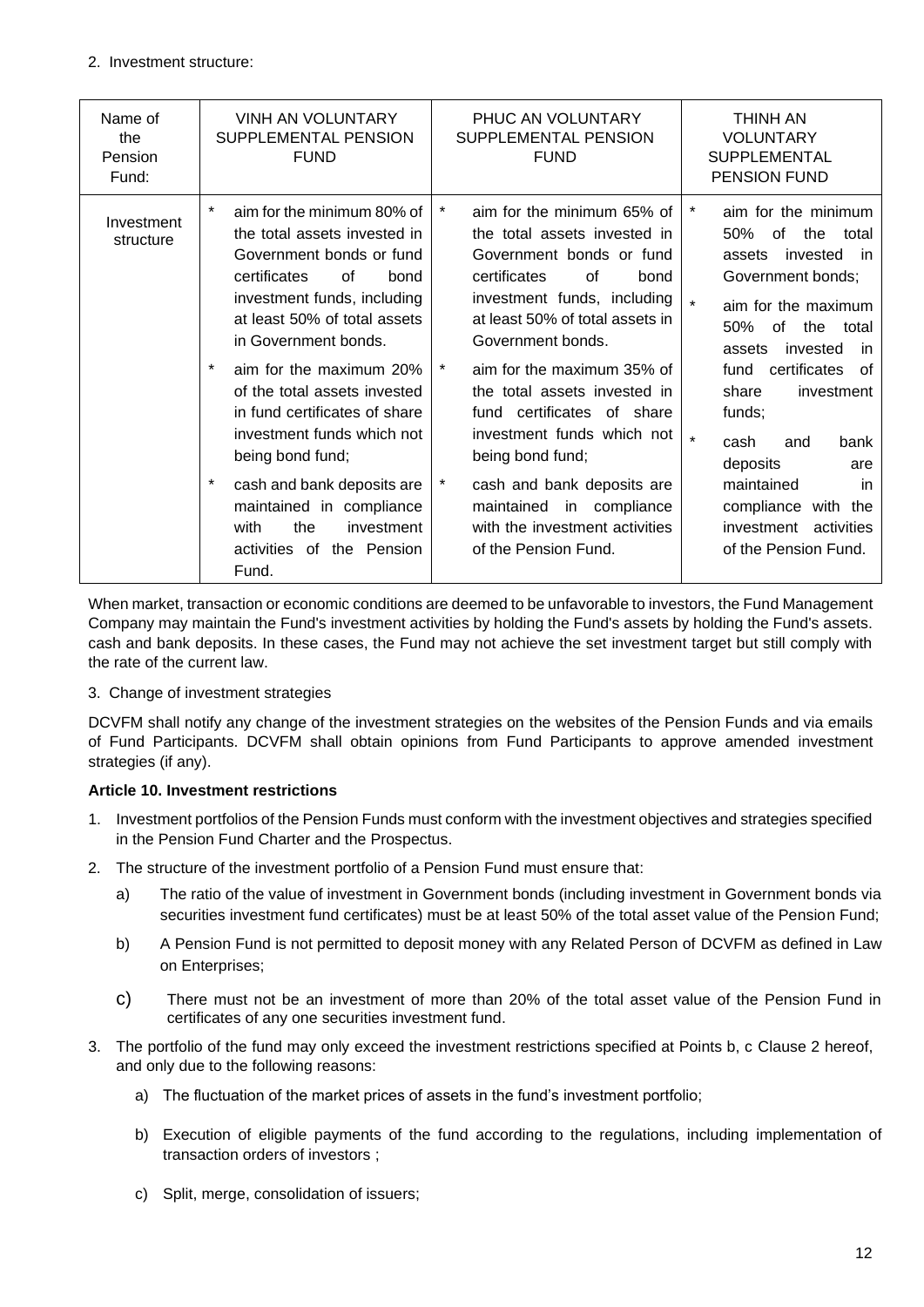2. Investment structure:

| Name of the Pension Fund: | VINH AN VOLUNTARY SUPPLEMENTAL PENSION FUND | PHUC AN VOLUNTARY SUPPLEMENTAL PENSION FUND | THINH AN VOLUNTARY SUPPLEMENTAL PENSION FUND |
|---|---|---|---|
| Investment structure | * aim for the minimum 80% of the total assets invested in Government bonds or fund certificates of bond investment funds, including at least 50% of total assets in Government bonds.<br>* aim for the maximum 20% of the total assets invested in fund certificates of share investment funds which not being bond fund;<br>* cash and bank deposits are maintained in compliance with the investment activities of the Pension Fund. | * aim for the minimum 65% of the total assets invested in Government bonds or fund certificates of bond investment funds, including at least 50% of total assets in Government bonds.<br>* aim for the maximum 35% of the total assets invested in fund certificates of share investment funds which not being bond fund;<br>* cash and bank deposits are maintained in compliance with the investment activities of the Pension Fund. | * aim for the minimum 50% of the total assets invested in Government bonds;<br>* aim for the maximum 50% of the total assets invested in fund certificates of share investment funds;<br>* cash and bank deposits are maintained in compliance with the investment activities of the Pension Fund. |

When market, transaction or economic conditions are deemed to be unfavorable to investors, the Fund Management Company may maintain the Fund's investment activities by holding the Fund's assets by holding the Fund's assets. cash and bank deposits. In these cases, the Fund may not achieve the set investment target but still comply with the rate of the current law.

3. Change of investment strategies

DCVFM shall notify any change of the investment strategies on the websites of the Pension Funds and via emails of Fund Participants. DCVFM shall obtain opinions from Fund Participants to approve amended investment strategies (if any).

**Article 10. Investment restrictions**

1. Investment portfolios of the Pension Funds must conform with the investment objectives and strategies specified in the Pension Fund Charter and the Prospectus.
2. The structure of the investment portfolio of a Pension Fund must ensure that:
   a) The ratio of the value of investment in Government bonds (including investment in Government bonds via securities investment fund certificates) must be at least 50% of the total asset value of the Pension Fund;
   b) A Pension Fund is not permitted to deposit money with any Related Person of DCVFM as defined in Law on Enterprises;
   c) There must not be an investment of more than 20% of the total asset value of the Pension Fund in certificates of any one securities investment fund.
3. The portfolio of the fund may only exceed the investment restrictions specified at Points b, c Clause 2 hereof, and only due to the following reasons:
   a) The fluctuation of the market prices of assets in the fund's investment portfolio;
   b) Execution of eligible payments of the fund according to the regulations, including implementation of transaction orders of investors ;
   c) Split, merge, consolidation of issuers;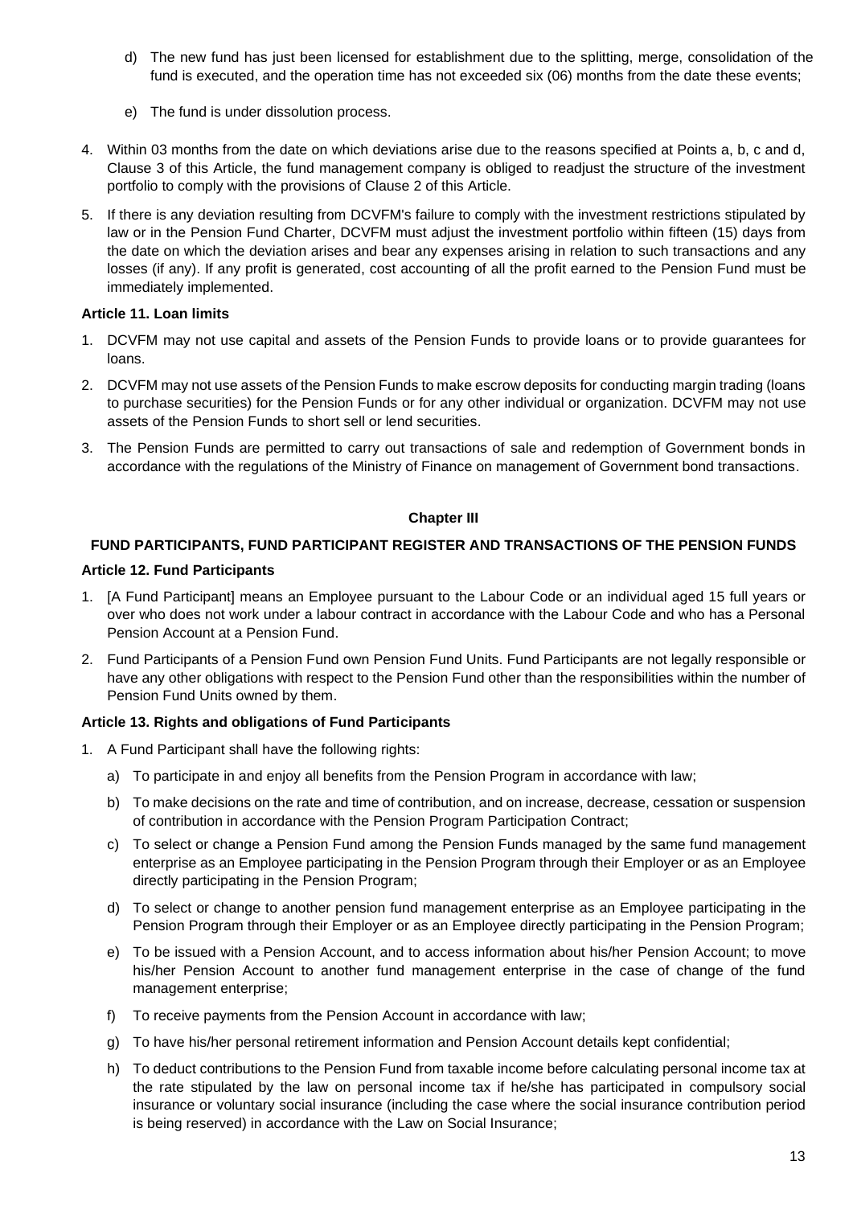d) The new fund has just been licensed for establishment due to the splitting, merge, consolidation of the fund is executed, and the operation time has not exceeded six (06) months from the date these events;

e) The fund is under dissolution process.

4. Within 03 months from the date on which deviations arise due to the reasons specified at Points a, b, c and d, Clause 3 of this Article, the fund management company is obliged to readjust the structure of the investment portfolio to comply with the provisions of Clause 2 of this Article.

5. If there is any deviation resulting from DCVFM's failure to comply with the investment restrictions stipulated by law or in the Pension Fund Charter, DCVFM must adjust the investment portfolio within fifteen (15) days from the date on which the deviation arises and bear any expenses arising in relation to such transactions and any losses (if any). If any profit is generated, cost accounting of all the profit earned to the Pension Fund must be immediately implemented.

**Article 11. Loan limits**

1. DCVFM may not use capital and assets of the Pension Funds to provide loans or to provide guarantees for loans.

2. DCVFM may not use assets of the Pension Funds to make escrow deposits for conducting margin trading (loans to purchase securities) for the Pension Funds or for any other individual or organization. DCVFM may not use assets of the Pension Funds to short sell or lend securities.

3. The Pension Funds are permitted to carry out transactions of sale and redemption of Government bonds in accordance with the regulations of the Ministry of Finance on management of Government bond transactions.

## Chapter III

## FUND PARTICIPANTS, FUND PARTICIPANT REGISTER AND TRANSACTIONS OF THE PENSION FUNDS

**Article 12. Fund Participants**

1. [A Fund Participant] means an Employee pursuant to the Labour Code or an individual aged 15 full years or over who does not work under a labour contract in accordance with the Labour Code and who has a Personal Pension Account at a Pension Fund.

2. Fund Participants of a Pension Fund own Pension Fund Units. Fund Participants are not legally responsible or have any other obligations with respect to the Pension Fund other than the responsibilities within the number of Pension Fund Units owned by them.

**Article 13. Rights and obligations of Fund Participants**

1. A Fund Participant shall have the following rights:

   a) To participate in and enjoy all benefits from the Pension Program in accordance with law;

   b) To make decisions on the rate and time of contribution, and on increase, decrease, cessation or suspension of contribution in accordance with the Pension Program Participation Contract;

   c) To select or change a Pension Fund among the Pension Funds managed by the same fund management enterprise as an Employee participating in the Pension Program through their Employer or as an Employee directly participating in the Pension Program;

   d) To select or change to another pension fund management enterprise as an Employee participating in the Pension Program through their Employer or as an Employee directly participating in the Pension Program;

   e) To be issued with a Pension Account, and to access information about his/her Pension Account; to move his/her Pension Account to another fund management enterprise in the case of change of the fund management enterprise;

   f) To receive payments from the Pension Account in accordance with law;

   g) To have his/her personal retirement information and Pension Account details kept confidential;

   h) To deduct contributions to the Pension Fund from taxable income before calculating personal income tax at the rate stipulated by the law on personal income tax if he/she has participated in compulsory social insurance or voluntary social insurance (including the case where the social insurance contribution period is being reserved) in accordance with the Law on Social Insurance;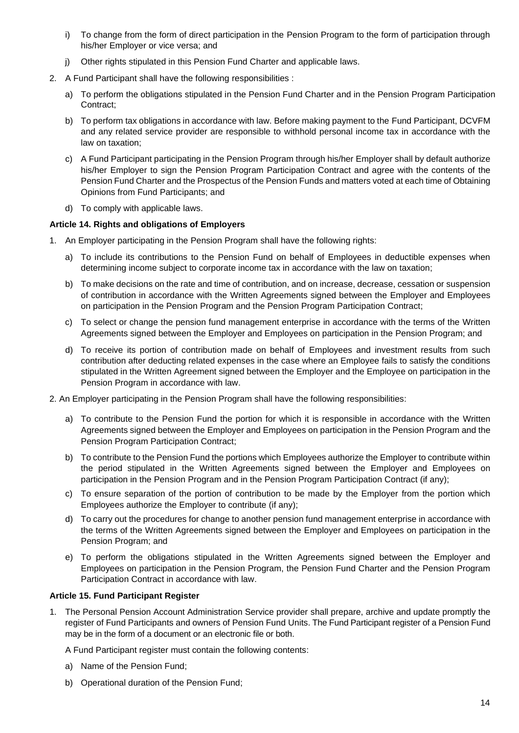i) To change from the form of direct participation in the Pension Program to the form of participation through his/her Employer or vice versa; and

j) Other rights stipulated in this Pension Fund Charter and applicable laws.

2. A Fund Participant shall have the following responsibilities :

a) To perform the obligations stipulated in the Pension Fund Charter and in the Pension Program Participation Contract;

b) To perform tax obligations in accordance with law. Before making payment to the Fund Participant, DCVFM and any related service provider are responsible to withhold personal income tax in accordance with the law on taxation;

c) A Fund Participant participating in the Pension Program through his/her Employer shall by default authorize his/her Employer to sign the Pension Program Participation Contract and agree with the contents of the Pension Fund Charter and the Prospectus of the Pension Funds and matters voted at each time of Obtaining Opinions from Fund Participants; and

d) To comply with applicable laws.

**Article 14. Rights and obligations of Employers**

1. An Employer participating in the Pension Program shall have the following rights:

a) To include its contributions to the Pension Fund on behalf of Employees in deductible expenses when determining income subject to corporate income tax in accordance with the law on taxation;

b) To make decisions on the rate and time of contribution, and on increase, decrease, cessation or suspension of contribution in accordance with the Written Agreements signed between the Employer and Employees on participation in the Pension Program and the Pension Program Participation Contract;

c) To select or change the pension fund management enterprise in accordance with the terms of the Written Agreements signed between the Employer and Employees on participation in the Pension Program; and

d) To receive its portion of contribution made on behalf of Employees and investment results from such contribution after deducting related expenses in the case where an Employee fails to satisfy the conditions stipulated in the Written Agreement signed between the Employer and the Employee on participation in the Pension Program in accordance with law.

2. An Employer participating in the Pension Program shall have the following responsibilities:

a) To contribute to the Pension Fund the portion for which it is responsible in accordance with the Written Agreements signed between the Employer and Employees on participation in the Pension Program and the Pension Program Participation Contract;

b) To contribute to the Pension Fund the portions which Employees authorize the Employer to contribute within the period stipulated in the Written Agreements signed between the Employer and Employees on participation in the Pension Program and in the Pension Program Participation Contract (if any);

c) To ensure separation of the portion of contribution to be made by the Employer from the portion which Employees authorize the Employer to contribute (if any);

d) To carry out the procedures for change to another pension fund management enterprise in accordance with the terms of the Written Agreements signed between the Employer and Employees on participation in the Pension Program; and

e) To perform the obligations stipulated in the Written Agreements signed between the Employer and Employees on participation in the Pension Program, the Pension Fund Charter and the Pension Program Participation Contract in accordance with law.

**Article 15. Fund Participant Register**

1. The Personal Pension Account Administration Service provider shall prepare, archive and update promptly the register of Fund Participants and owners of Pension Fund Units. The Fund Participant register of a Pension Fund may be in the form of a document or an electronic file or both.

A Fund Participant register must contain the following contents:

a) Name of the Pension Fund;

b) Operational duration of the Pension Fund;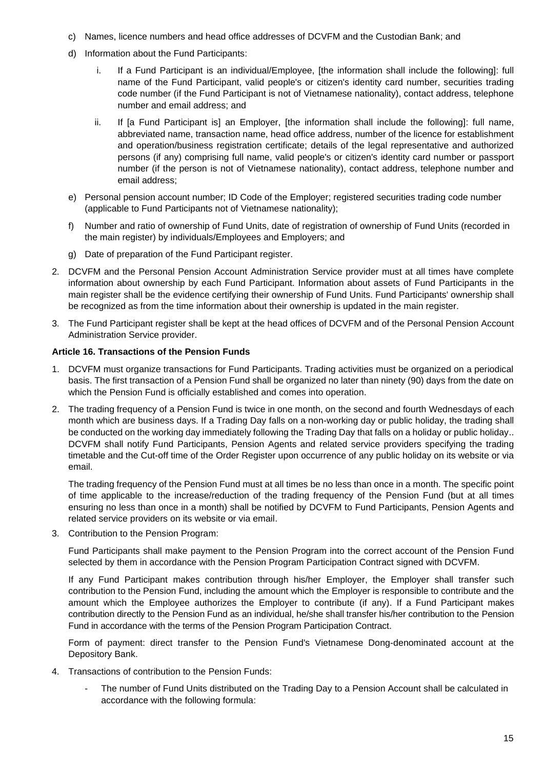c) Names, licence numbers and head office addresses of DCVFM and the Custodian Bank; and

d) Information about the Fund Participants:

   i. If a Fund Participant is an individual/Employee, [the information shall include the following]: full name of the Fund Participant, valid people's or citizen's identity card number, securities trading code number (if the Fund Participant is not of Vietnamese nationality), contact address, telephone number and email address; and

   ii. If [a Fund Participant is] an Employer, [the information shall include the following]: full name, abbreviated name, transaction name, head office address, number of the licence for establishment and operation/business registration certificate; details of the legal representative and authorized persons (if any) comprising full name, valid people's or citizen's identity card number or passport number (if the person is not of Vietnamese nationality), contact address, telephone number and email address;

e) Personal pension account number; ID Code of the Employer; registered securities trading code number (applicable to Fund Participants not of Vietnamese nationality);

f) Number and ratio of ownership of Fund Units, date of registration of ownership of Fund Units (recorded in the main register) by individuals/Employees and Employers; and

g) Date of preparation of the Fund Participant register.

2. DCVFM and the Personal Pension Account Administration Service provider must at all times have complete information about ownership by each Fund Participant. Information about assets of Fund Participants in the main register shall be the evidence certifying their ownership of Fund Units. Fund Participants' ownership shall be recognized as from the time information about their ownership is updated in the main register.

3. The Fund Participant register shall be kept at the head offices of DCVFM and of the Personal Pension Account Administration Service provider.

**Article 16. Transactions of the Pension Funds**

1. DCVFM must organize transactions for Fund Participants. Trading activities must be organized on a periodical basis. The first transaction of a Pension Fund shall be organized no later than ninety (90) days from the date on which the Pension Fund is officially established and comes into operation.

2. The trading frequency of a Pension Fund is twice in one month, on the second and fourth Wednesdays of each month which are business days. If a Trading Day falls on a non-working day or public holiday, the trading shall be conducted on the working day immediately following the Trading Day that falls on a holiday or public holiday.. DCVFM shall notify Fund Participants, Pension Agents and related service providers specifying the trading timetable and the Cut-off time of the Order Register upon occurrence of any public holiday on its website or via email.

   The trading frequency of the Pension Fund must at all times be no less than once in a month. The specific point of time applicable to the increase/reduction of the trading frequency of the Pension Fund (but at all times ensuring no less than once in a month) shall be notified by DCVFM to Fund Participants, Pension Agents and related service providers on its website or via email.

3. Contribution to the Pension Program:

   Fund Participants shall make payment to the Pension Program into the correct account of the Pension Fund selected by them in accordance with the Pension Program Participation Contract signed with DCVFM.

   If any Fund Participant makes contribution through his/her Employer, the Employer shall transfer such contribution to the Pension Fund, including the amount which the Employer is responsible to contribute and the amount which the Employee authorizes the Employer to contribute (if any). If a Fund Participant makes contribution directly to the Pension Fund as an individual, he/she shall transfer his/her contribution to the Pension Fund in accordance with the terms of the Pension Program Participation Contract.

   Form of payment: direct transfer to the Pension Fund's Vietnamese Dong-denominated account at the Depository Bank.

4. Transactions of contribution to the Pension Funds:

   - The number of Fund Units distributed on the Trading Day to a Pension Account shall be calculated in accordance with the following formula: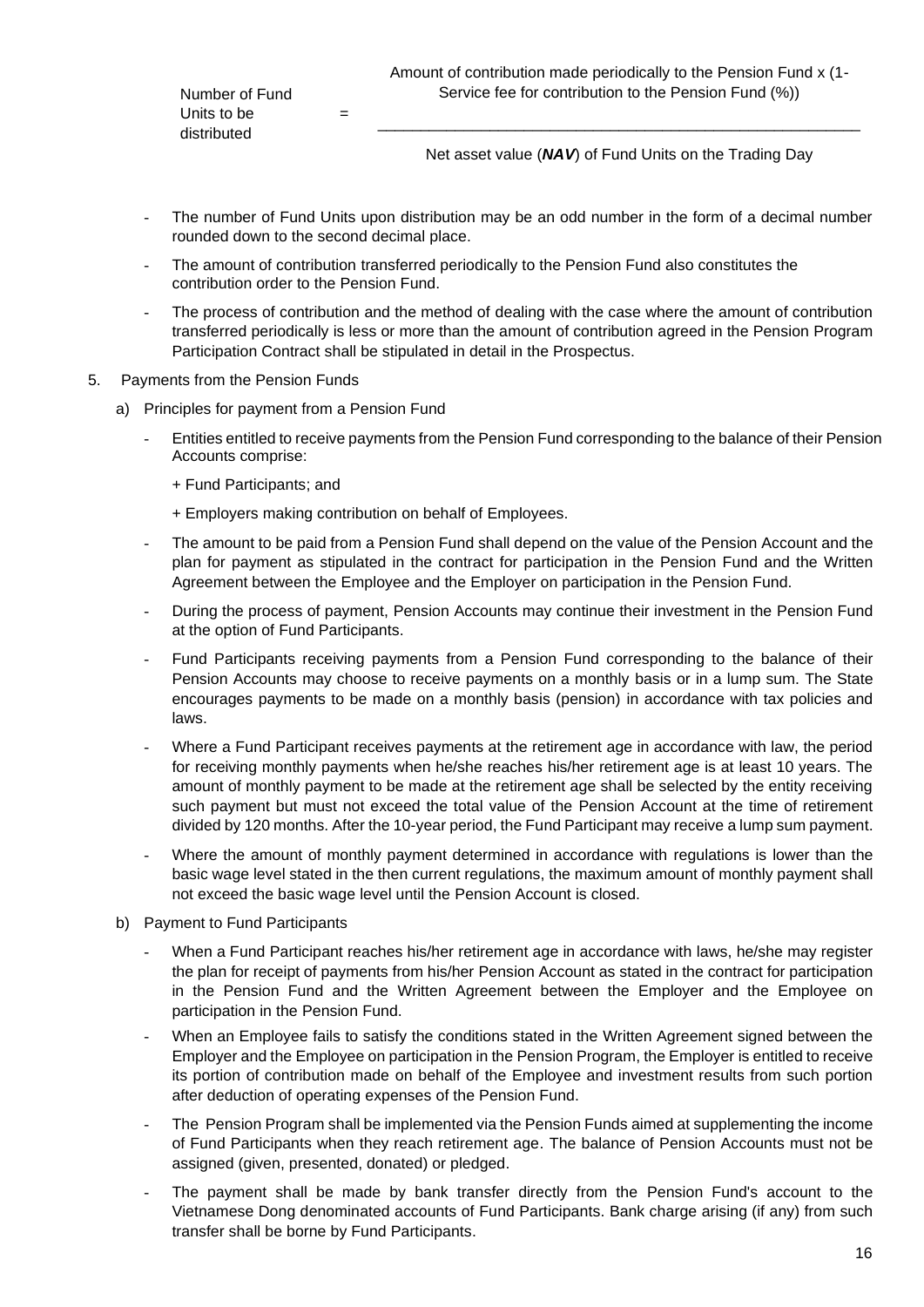$$\text{Number of Fund Units to be distributed} = \frac{\text{Amount of contribution made periodically to the Pension Fund} \times (1 - \text{Service fee for contribution to the Pension Fund (\%)})}{\text{Net asset value } (\textbf{\textit{NAV}}) \text{ of Fund Units on the Trading Day}}$$

- The number of Fund Units upon distribution may be an odd number in the form of a decimal number rounded down to the second decimal place.
- The amount of contribution transferred periodically to the Pension Fund also constitutes the contribution order to the Pension Fund.
- The process of contribution and the method of dealing with the case where the amount of contribution transferred periodically is less or more than the amount of contribution agreed in the Pension Program Participation Contract shall be stipulated in detail in the Prospectus.

5. Payments from the Pension Funds

   a) Principles for payment from a Pension Fund

   - Entities entitled to receive payments from the Pension Fund corresponding to the balance of their Pension Accounts comprise:

     + Fund Participants; and

     + Employers making contribution on behalf of Employees.

   - The amount to be paid from a Pension Fund shall depend on the value of the Pension Account and the plan for payment as stipulated in the contract for participation in the Pension Fund and the Written Agreement between the Employee and the Employer on participation in the Pension Fund.
   - During the process of payment, Pension Accounts may continue their investment in the Pension Fund at the option of Fund Participants.
   - Fund Participants receiving payments from a Pension Fund corresponding to the balance of their Pension Accounts may choose to receive payments on a monthly basis or in a lump sum. The State encourages payments to be made on a monthly basis (pension) in accordance with tax policies and laws.
   - Where a Fund Participant receives payments at the retirement age in accordance with law, the period for receiving monthly payments when he/she reaches his/her retirement age is at least 10 years. The amount of monthly payment to be made at the retirement age shall be selected by the entity receiving such payment but must not exceed the total value of the Pension Account at the time of retirement divided by 120 months. After the 10-year period, the Fund Participant may receive a lump sum payment.
   - Where the amount of monthly payment determined in accordance with regulations is lower than the basic wage level stated in the then current regulations, the maximum amount of monthly payment shall not exceed the basic wage level until the Pension Account is closed.

   b) Payment to Fund Participants

   - When a Fund Participant reaches his/her retirement age in accordance with laws, he/she may register the plan for receipt of payments from his/her Pension Account as stated in the contract for participation in the Pension Fund and the Written Agreement between the Employer and the Employee on participation in the Pension Fund.
   - When an Employee fails to satisfy the conditions stated in the Written Agreement signed between the Employer and the Employee on participation in the Pension Program, the Employer is entitled to receive its portion of contribution made on behalf of the Employee and investment results from such portion after deduction of operating expenses of the Pension Fund.
   - The Pension Program shall be implemented via the Pension Funds aimed at supplementing the income of Fund Participants when they reach retirement age. The balance of Pension Accounts must not be assigned (given, presented, donated) or pledged.
   - The payment shall be made by bank transfer directly from the Pension Fund's account to the Vietnamese Dong denominated accounts of Fund Participants. Bank charge arising (if any) from such transfer shall be borne by Fund Participants.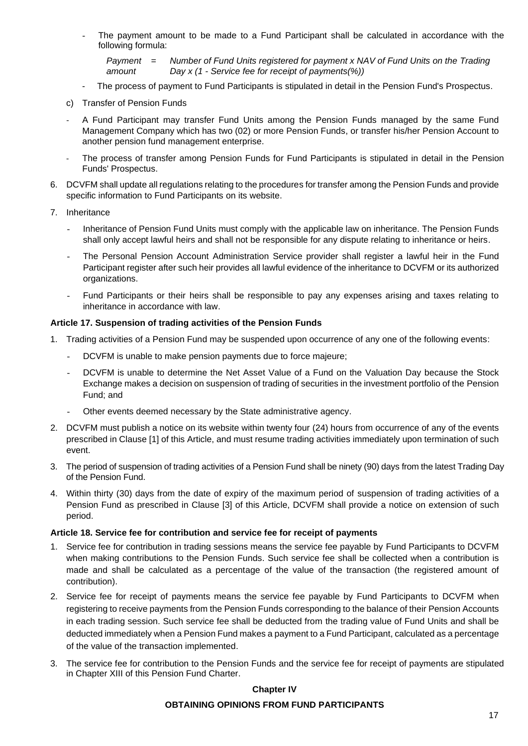- The payment amount to be made to a Fund Participant shall be calculated in accordance with the following formula:

  *Payment amount = Number of Fund Units registered for payment x NAV of Fund Units on the Trading Day x (1 - Service fee for receipt of payments(%))*

- The process of payment to Fund Participants is stipulated in detail in the Pension Fund's Prospectus.

c) Transfer of Pension Funds

- A Fund Participant may transfer Fund Units among the Pension Funds managed by the same Fund Management Company which has two (02) or more Pension Funds, or transfer his/her Pension Account to another pension fund management enterprise.
- The process of transfer among Pension Funds for Fund Participants is stipulated in detail in the Pension Funds' Prospectus.

6. DCVFM shall update all regulations relating to the procedures for transfer among the Pension Funds and provide specific information to Fund Participants on its website.

7. Inheritance

   - Inheritance of Pension Fund Units must comply with the applicable law on inheritance. The Pension Funds shall only accept lawful heirs and shall not be responsible for any dispute relating to inheritance or heirs.
   - The Personal Pension Account Administration Service provider shall register a lawful heir in the Fund Participant register after such heir provides all lawful evidence of the inheritance to DCVFM or its authorized organizations.
   - Fund Participants or their heirs shall be responsible to pay any expenses arising and taxes relating to inheritance in accordance with law.

**Article 17. Suspension of trading activities of the Pension Funds**

1. Trading activities of a Pension Fund may be suspended upon occurrence of any one of the following events:
   - DCVFM is unable to make pension payments due to force majeure;
   - DCVFM is unable to determine the Net Asset Value of a Fund on the Valuation Day because the Stock Exchange makes a decision on suspension of trading of securities in the investment portfolio of the Pension Fund; and
   - Other events deemed necessary by the State administrative agency.
2. DCVFM must publish a notice on its website within twenty four (24) hours from occurrence of any of the events prescribed in Clause [1] of this Article, and must resume trading activities immediately upon termination of such event.
3. The period of suspension of trading activities of a Pension Fund shall be ninety (90) days from the latest Trading Day of the Pension Fund.
4. Within thirty (30) days from the date of expiry of the maximum period of suspension of trading activities of a Pension Fund as prescribed in Clause [3] of this Article, DCVFM shall provide a notice on extension of such period.

**Article 18. Service fee for contribution and service fee for receipt of payments**

1. Service fee for contribution in trading sessions means the service fee payable by Fund Participants to DCVFM when making contributions to the Pension Funds. Such service fee shall be collected when a contribution is made and shall be calculated as a percentage of the value of the transaction (the registered amount of contribution).
2. Service fee for receipt of payments means the service fee payable by Fund Participants to DCVFM when registering to receive payments from the Pension Funds corresponding to the balance of their Pension Accounts in each trading session. Such service fee shall be deducted from the trading value of Fund Units and shall be deducted immediately when a Pension Fund makes a payment to a Fund Participant, calculated as a percentage of the value of the transaction implemented.
3. The service fee for contribution to the Pension Funds and the service fee for receipt of payments are stipulated in Chapter XIII of this Pension Fund Charter.

## Chapter IV

## OBTAINING OPINIONS FROM FUND PARTICIPANTS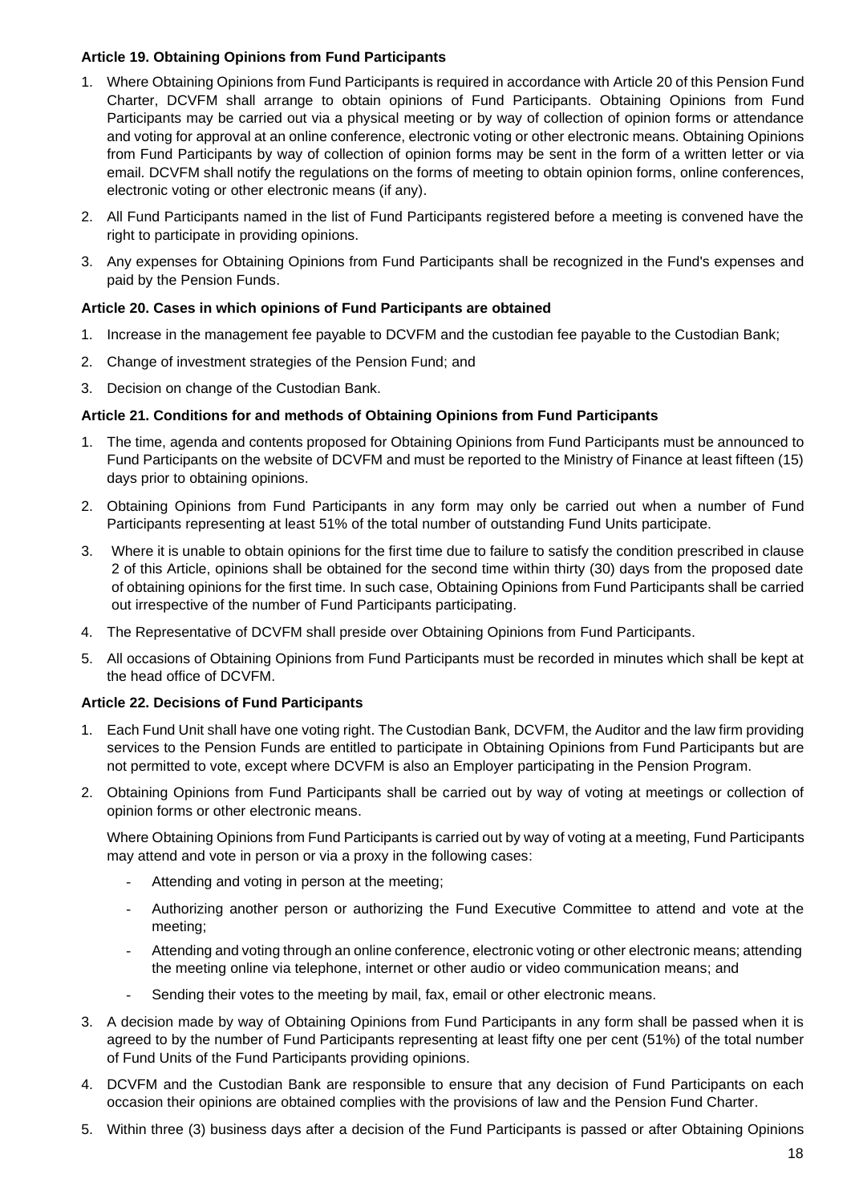**Article 19. Obtaining Opinions from Fund Participants**

1. Where Obtaining Opinions from Fund Participants is required in accordance with Article 20 of this Pension Fund Charter, DCVFM shall arrange to obtain opinions of Fund Participants. Obtaining Opinions from Fund Participants may be carried out via a physical meeting or by way of collection of opinion forms or attendance and voting for approval at an online conference, electronic voting or other electronic means. Obtaining Opinions from Fund Participants by way of collection of opinion forms may be sent in the form of a written letter or via email. DCVFM shall notify the regulations on the forms of meeting to obtain opinion forms, online conferences, electronic voting or other electronic means (if any).
2. All Fund Participants named in the list of Fund Participants registered before a meeting is convened have the right to participate in providing opinions.
3. Any expenses for Obtaining Opinions from Fund Participants shall be recognized in the Fund's expenses and paid by the Pension Funds.

**Article 20. Cases in which opinions of Fund Participants are obtained**

1. Increase in the management fee payable to DCVFM and the custodian fee payable to the Custodian Bank;
2. Change of investment strategies of the Pension Fund; and
3. Decision on change of the Custodian Bank.

**Article 21. Conditions for and methods of Obtaining Opinions from Fund Participants**

1. The time, agenda and contents proposed for Obtaining Opinions from Fund Participants must be announced to Fund Participants on the website of DCVFM and must be reported to the Ministry of Finance at least fifteen (15) days prior to obtaining opinions.
2. Obtaining Opinions from Fund Participants in any form may only be carried out when a number of Fund Participants representing at least 51% of the total number of outstanding Fund Units participate.
3. Where it is unable to obtain opinions for the first time due to failure to satisfy the condition prescribed in clause 2 of this Article, opinions shall be obtained for the second time within thirty (30) days from the proposed date of obtaining opinions for the first time. In such case, Obtaining Opinions from Fund Participants shall be carried out irrespective of the number of Fund Participants participating.
4. The Representative of DCVFM shall preside over Obtaining Opinions from Fund Participants.
5. All occasions of Obtaining Opinions from Fund Participants must be recorded in minutes which shall be kept at the head office of DCVFM.

**Article 22. Decisions of Fund Participants**

1. Each Fund Unit shall have one voting right. The Custodian Bank, DCVFM, the Auditor and the law firm providing services to the Pension Funds are entitled to participate in Obtaining Opinions from Fund Participants but are not permitted to vote, except where DCVFM is also an Employer participating in the Pension Program.
2. Obtaining Opinions from Fund Participants shall be carried out by way of voting at meetings or collection of opinion forms or other electronic means.

   Where Obtaining Opinions from Fund Participants is carried out by way of voting at a meeting, Fund Participants may attend and vote in person or via a proxy in the following cases:

   - Attending and voting in person at the meeting;
   - Authorizing another person or authorizing the Fund Executive Committee to attend and vote at the meeting;
   - Attending and voting through an online conference, electronic voting or other electronic means; attending the meeting online via telephone, internet or other audio or video communication means; and
   - Sending their votes to the meeting by mail, fax, email or other electronic means.
3. A decision made by way of Obtaining Opinions from Fund Participants in any form shall be passed when it is agreed to by the number of Fund Participants representing at least fifty one per cent (51%) of the total number of Fund Units of the Fund Participants providing opinions.
4. DCVFM and the Custodian Bank are responsible to ensure that any decision of Fund Participants on each occasion their opinions are obtained complies with the provisions of law and the Pension Fund Charter.
5. Within three (3) business days after a decision of the Fund Participants is passed or after Obtaining Opinions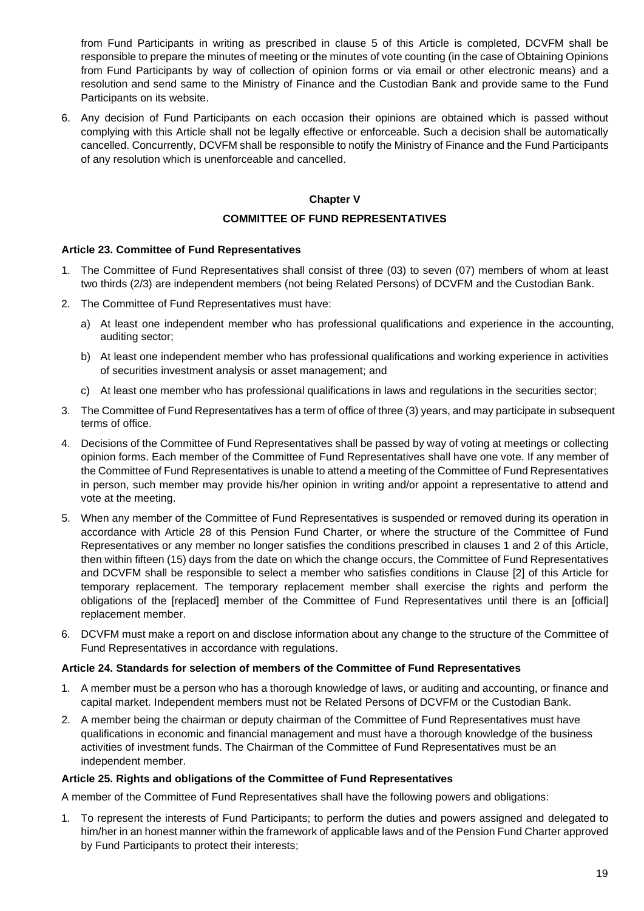from Fund Participants in writing as prescribed in clause 5 of this Article is completed, DCVFM shall be responsible to prepare the minutes of meeting or the minutes of vote counting (in the case of Obtaining Opinions from Fund Participants by way of collection of opinion forms or via email or other electronic means) and a resolution and send same to the Ministry of Finance and the Custodian Bank and provide same to the Fund Participants on its website.

6. Any decision of Fund Participants on each occasion their opinions are obtained which is passed without complying with this Article shall not be legally effective or enforceable. Such a decision shall be automatically cancelled. Concurrently, DCVFM shall be responsible to notify the Ministry of Finance and the Fund Participants of any resolution which is unenforceable and cancelled.

## Chapter V

## COMMITTEE OF FUND REPRESENTATIVES

### Article 23. Committee of Fund Representatives

1. The Committee of Fund Representatives shall consist of three (03) to seven (07) members of whom at least two thirds (2/3) are independent members (not being Related Persons) of DCVFM and the Custodian Bank.
2. The Committee of Fund Representatives must have:
   a) At least one independent member who has professional qualifications and experience in the accounting, auditing sector;
   b) At least one independent member who has professional qualifications and working experience in activities of securities investment analysis or asset management; and
   c) At least one member who has professional qualifications in laws and regulations in the securities sector;
3. The Committee of Fund Representatives has a term of office of three (3) years, and may participate in subsequent terms of office.
4. Decisions of the Committee of Fund Representatives shall be passed by way of voting at meetings or collecting opinion forms. Each member of the Committee of Fund Representatives shall have one vote. If any member of the Committee of Fund Representatives is unable to attend a meeting of the Committee of Fund Representatives in person, such member may provide his/her opinion in writing and/or appoint a representative to attend and vote at the meeting.
5. When any member of the Committee of Fund Representatives is suspended or removed during its operation in accordance with Article 28 of this Pension Fund Charter, or where the structure of the Committee of Fund Representatives or any member no longer satisfies the conditions prescribed in clauses 1 and 2 of this Article, then within fifteen (15) days from the date on which the change occurs, the Committee of Fund Representatives and DCVFM shall be responsible to select a member who satisfies conditions in Clause [2] of this Article for temporary replacement. The temporary replacement member shall exercise the rights and perform the obligations of the [replaced] member of the Committee of Fund Representatives until there is an [official] replacement member.
6. DCVFM must make a report on and disclose information about any change to the structure of the Committee of Fund Representatives in accordance with regulations.

### Article 24. Standards for selection of members of the Committee of Fund Representatives

1. A member must be a person who has a thorough knowledge of laws, or auditing and accounting, or finance and capital market. Independent members must not be Related Persons of DCVFM or the Custodian Bank.
2. A member being the chairman or deputy chairman of the Committee of Fund Representatives must have qualifications in economic and financial management and must have a thorough knowledge of the business activities of investment funds. The Chairman of the Committee of Fund Representatives must be an independent member.

### Article 25. Rights and obligations of the Committee of Fund Representatives

A member of the Committee of Fund Representatives shall have the following powers and obligations:

1. To represent the interests of Fund Participants; to perform the duties and powers assigned and delegated to him/her in an honest manner within the framework of applicable laws and of the Pension Fund Charter approved by Fund Participants to protect their interests;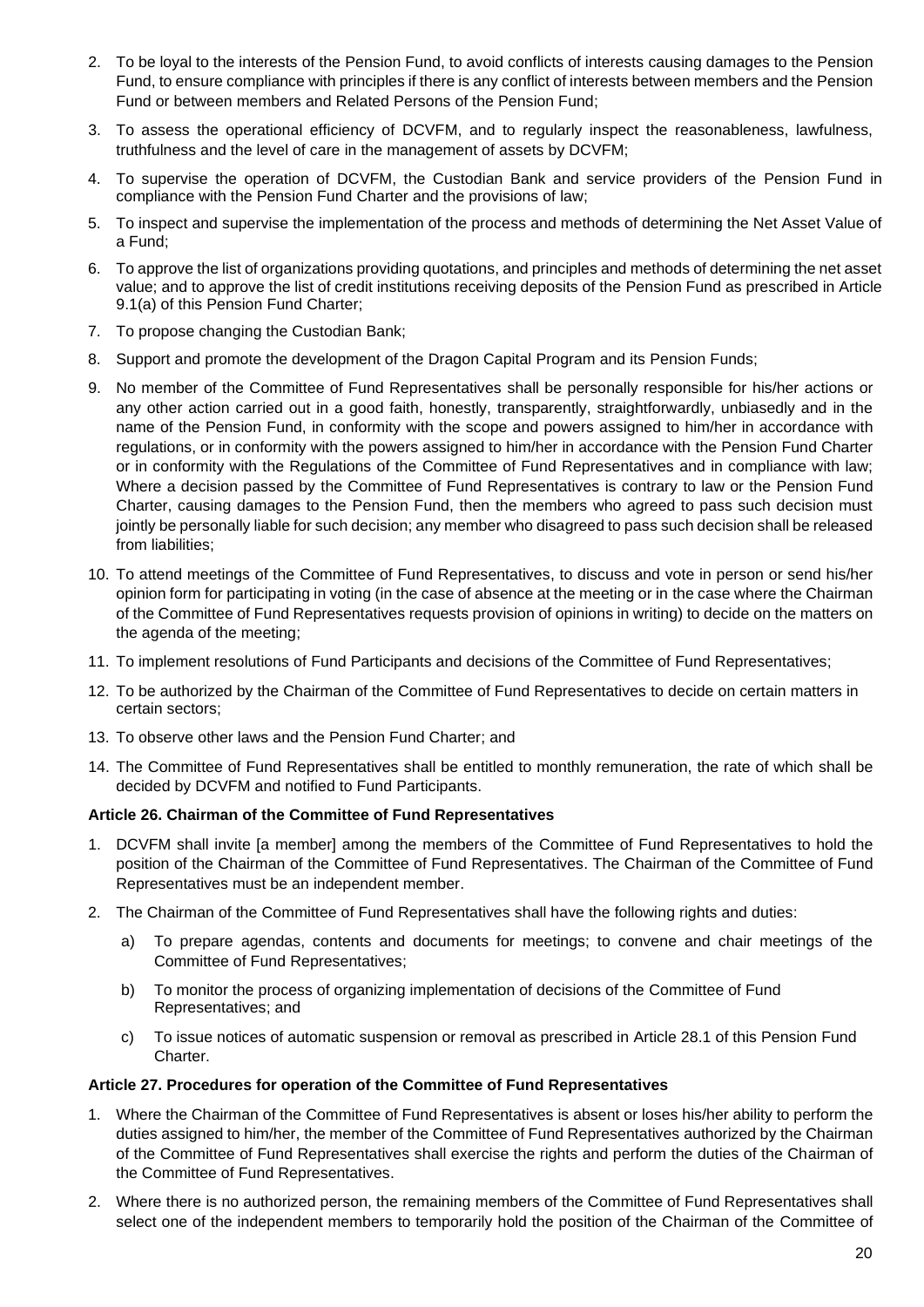2. To be loyal to the interests of the Pension Fund, to avoid conflicts of interests causing damages to the Pension Fund, to ensure compliance with principles if there is any conflict of interests between members and the Pension Fund or between members and Related Persons of the Pension Fund;
3. To assess the operational efficiency of DCVFM, and to regularly inspect the reasonableness, lawfulness, truthfulness and the level of care in the management of assets by DCVFM;
4. To supervise the operation of DCVFM, the Custodian Bank and service providers of the Pension Fund in compliance with the Pension Fund Charter and the provisions of law;
5. To inspect and supervise the implementation of the process and methods of determining the Net Asset Value of a Fund;
6. To approve the list of organizations providing quotations, and principles and methods of determining the net asset value; and to approve the list of credit institutions receiving deposits of the Pension Fund as prescribed in Article 9.1(a) of this Pension Fund Charter;
7. To propose changing the Custodian Bank;
8. Support and promote the development of the Dragon Capital Program and its Pension Funds;
9. No member of the Committee of Fund Representatives shall be personally responsible for his/her actions or any other action carried out in a good faith, honestly, transparently, straightforwardly, unbiasedly and in the name of the Pension Fund, in conformity with the scope and powers assigned to him/her in accordance with regulations, or in conformity with the powers assigned to him/her in accordance with the Pension Fund Charter or in conformity with the Regulations of the Committee of Fund Representatives and in compliance with law; Where a decision passed by the Committee of Fund Representatives is contrary to law or the Pension Fund Charter, causing damages to the Pension Fund, then the members who agreed to pass such decision must jointly be personally liable for such decision; any member who disagreed to pass such decision shall be released from liabilities;
10. To attend meetings of the Committee of Fund Representatives, to discuss and vote in person or send his/her opinion form for participating in voting (in the case of absence at the meeting or in the case where the Chairman of the Committee of Fund Representatives requests provision of opinions in writing) to decide on the matters on the agenda of the meeting;
11. To implement resolutions of Fund Participants and decisions of the Committee of Fund Representatives;
12. To be authorized by the Chairman of the Committee of Fund Representatives to decide on certain matters in certain sectors;
13. To observe other laws and the Pension Fund Charter; and
14. The Committee of Fund Representatives shall be entitled to monthly remuneration, the rate of which shall be decided by DCVFM and notified to Fund Participants.

**Article 26. Chairman of the Committee of Fund Representatives**

1. DCVFM shall invite [a member] among the members of the Committee of Fund Representatives to hold the position of the Chairman of the Committee of Fund Representatives. The Chairman of the Committee of Fund Representatives must be an independent member.
2. The Chairman of the Committee of Fund Representatives shall have the following rights and duties:
   a) To prepare agendas, contents and documents for meetings; to convene and chair meetings of the Committee of Fund Representatives;
   b) To monitor the process of organizing implementation of decisions of the Committee of Fund Representatives; and
   c) To issue notices of automatic suspension or removal as prescribed in Article 28.1 of this Pension Fund Charter.

**Article 27. Procedures for operation of the Committee of Fund Representatives**

1. Where the Chairman of the Committee of Fund Representatives is absent or loses his/her ability to perform the duties assigned to him/her, the member of the Committee of Fund Representatives authorized by the Chairman of the Committee of Fund Representatives shall exercise the rights and perform the duties of the Chairman of the Committee of Fund Representatives.
2. Where there is no authorized person, the remaining members of the Committee of Fund Representatives shall select one of the independent members to temporarily hold the position of the Chairman of the Committee of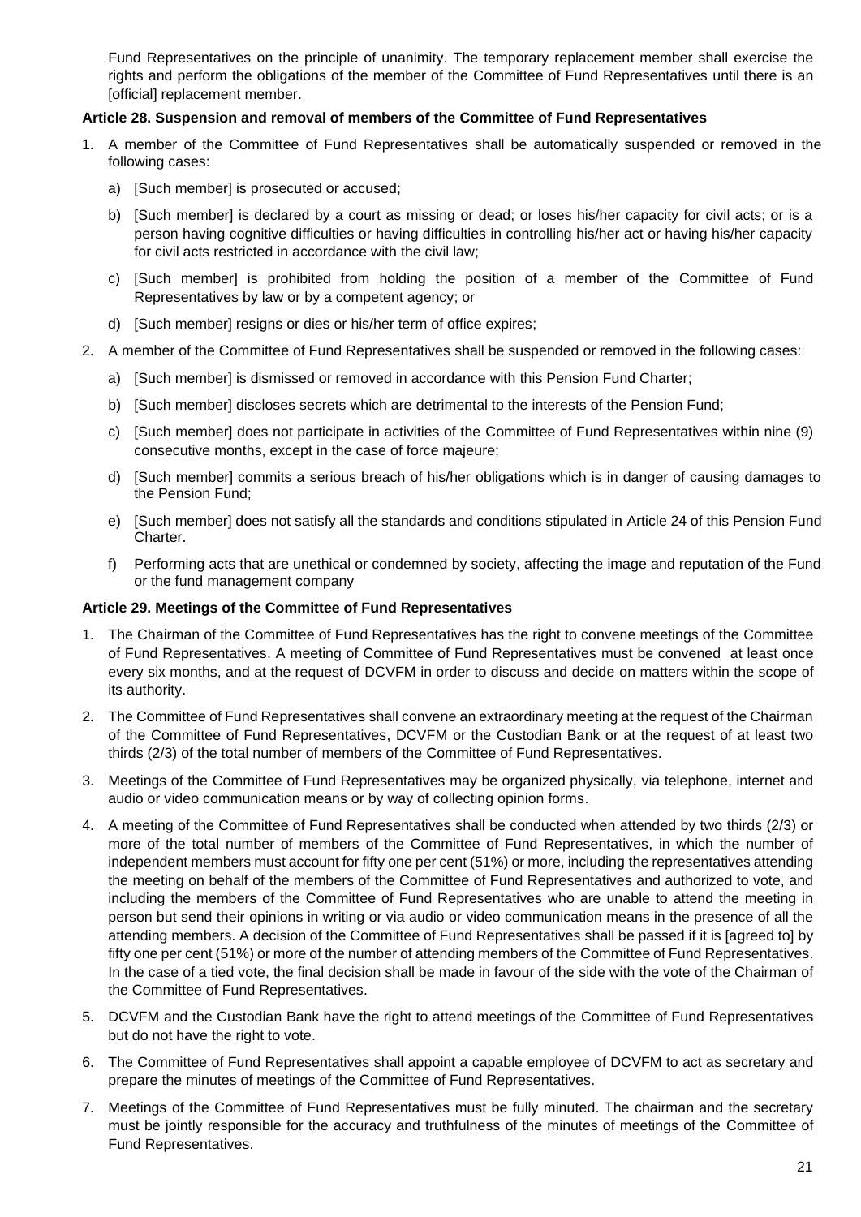Fund Representatives on the principle of unanimity. The temporary replacement member shall exercise the rights and perform the obligations of the member of the Committee of Fund Representatives until there is an [official] replacement member.

**Article 28. Suspension and removal of members of the Committee of Fund Representatives**

1. A member of the Committee of Fund Representatives shall be automatically suspended or removed in the following cases:
   a) [Such member] is prosecuted or accused;
   b) [Such member] is declared by a court as missing or dead; or loses his/her capacity for civil acts; or is a person having cognitive difficulties or having difficulties in controlling his/her act or having his/her capacity for civil acts restricted in accordance with the civil law;
   c) [Such member] is prohibited from holding the position of a member of the Committee of Fund Representatives by law or by a competent agency; or
   d) [Such member] resigns or dies or his/her term of office expires;
2. A member of the Committee of Fund Representatives shall be suspended or removed in the following cases:
   a) [Such member] is dismissed or removed in accordance with this Pension Fund Charter;
   b) [Such member] discloses secrets which are detrimental to the interests of the Pension Fund;
   c) [Such member] does not participate in activities of the Committee of Fund Representatives within nine (9) consecutive months, except in the case of force majeure;
   d) [Such member] commits a serious breach of his/her obligations which is in danger of causing damages to the Pension Fund;
   e) [Such member] does not satisfy all the standards and conditions stipulated in Article 24 of this Pension Fund Charter.
   f) Performing acts that are unethical or condemned by society, affecting the image and reputation of the Fund or the fund management company

**Article 29. Meetings of the Committee of Fund Representatives**

1. The Chairman of the Committee of Fund Representatives has the right to convene meetings of the Committee of Fund Representatives. A meeting of Committee of Fund Representatives must be convened at least once every six months, and at the request of DCVFM in order to discuss and decide on matters within the scope of its authority.
2. The Committee of Fund Representatives shall convene an extraordinary meeting at the request of the Chairman of the Committee of Fund Representatives, DCVFM or the Custodian Bank or at the request of at least two thirds (2/3) of the total number of members of the Committee of Fund Representatives.
3. Meetings of the Committee of Fund Representatives may be organized physically, via telephone, internet and audio or video communication means or by way of collecting opinion forms.
4. A meeting of the Committee of Fund Representatives shall be conducted when attended by two thirds (2/3) or more of the total number of members of the Committee of Fund Representatives, in which the number of independent members must account for fifty one per cent (51%) or more, including the representatives attending the meeting on behalf of the members of the Committee of Fund Representatives and authorized to vote, and including the members of the Committee of Fund Representatives who are unable to attend the meeting in person but send their opinions in writing or via audio or video communication means in the presence of all the attending members. A decision of the Committee of Fund Representatives shall be passed if it is [agreed to] by fifty one per cent (51%) or more of the number of attending members of the Committee of Fund Representatives. In the case of a tied vote, the final decision shall be made in favour of the side with the vote of the Chairman of the Committee of Fund Representatives.
5. DCVFM and the Custodian Bank have the right to attend meetings of the Committee of Fund Representatives but do not have the right to vote.
6. The Committee of Fund Representatives shall appoint a capable employee of DCVFM to act as secretary and prepare the minutes of meetings of the Committee of Fund Representatives.
7. Meetings of the Committee of Fund Representatives must be fully minuted. The chairman and the secretary must be jointly responsible for the accuracy and truthfulness of the minutes of meetings of the Committee of Fund Representatives.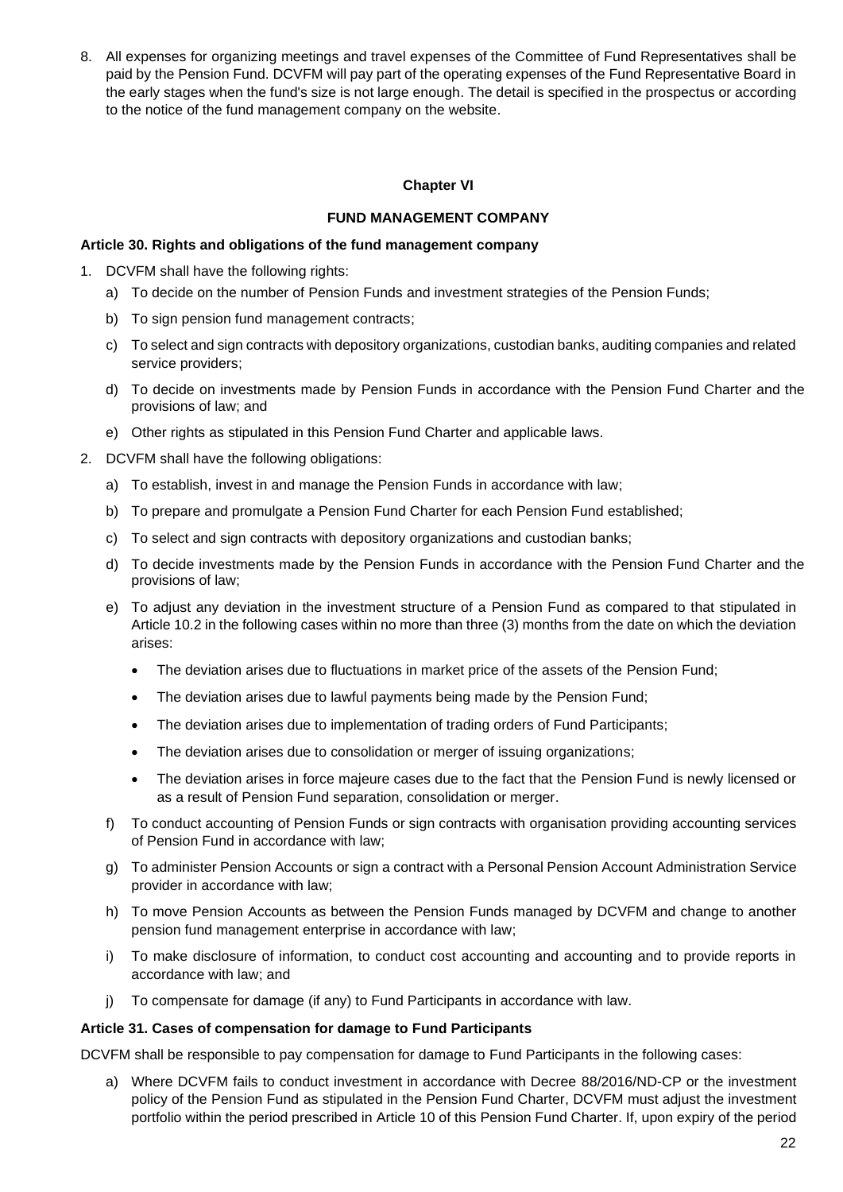8. All expenses for organizing meetings and travel expenses of the Committee of Fund Representatives shall be paid by the Pension Fund. DCVFM will pay part of the operating expenses of the Fund Representative Board in the early stages when the fund's size is not large enough. The detail is specified in the prospectus or according to the notice of the fund management company on the website.

## Chapter VI

## FUND MANAGEMENT COMPANY

### Article 30. Rights and obligations of the fund management company

1. DCVFM shall have the following rights:
   a) To decide on the number of Pension Funds and investment strategies of the Pension Funds;
   b) To sign pension fund management contracts;
   c) To select and sign contracts with depository organizations, custodian banks, auditing companies and related service providers;
   d) To decide on investments made by Pension Funds in accordance with the Pension Fund Charter and the provisions of law; and
   e) Other rights as stipulated in this Pension Fund Charter and applicable laws.
2. DCVFM shall have the following obligations:
   a) To establish, invest in and manage the Pension Funds in accordance with law;
   b) To prepare and promulgate a Pension Fund Charter for each Pension Fund established;
   c) To select and sign contracts with depository organizations and custodian banks;
   d) To decide investments made by the Pension Funds in accordance with the Pension Fund Charter and the provisions of law;
   e) To adjust any deviation in the investment structure of a Pension Fund as compared to that stipulated in Article 10.2 in the following cases within no more than three (3) months from the date on which the deviation arises:
      - The deviation arises due to fluctuations in market price of the assets of the Pension Fund;
      - The deviation arises due to lawful payments being made by the Pension Fund;
      - The deviation arises due to implementation of trading orders of Fund Participants;
      - The deviation arises due to consolidation or merger of issuing organizations;
      - The deviation arises in force majeure cases due to the fact that the Pension Fund is newly licensed or as a result of Pension Fund separation, consolidation or merger.
   f) To conduct accounting of Pension Funds or sign contracts with organisation providing accounting services of Pension Fund in accordance with law;
   g) To administer Pension Accounts or sign a contract with a Personal Pension Account Administration Service provider in accordance with law;
   h) To move Pension Accounts as between the Pension Funds managed by DCVFM and change to another pension fund management enterprise in accordance with law;
   i) To make disclosure of information, to conduct cost accounting and accounting and to provide reports in accordance with law; and
   j) To compensate for damage (if any) to Fund Participants in accordance with law.

### Article 31. Cases of compensation for damage to Fund Participants

DCVFM shall be responsible to pay compensation for damage to Fund Participants in the following cases:

a) Where DCVFM fails to conduct investment in accordance with Decree 88/2016/ND-CP or the investment policy of the Pension Fund as stipulated in the Pension Fund Charter, DCVFM must adjust the investment portfolio within the period prescribed in Article 10 of this Pension Fund Charter. If, upon expiry of the period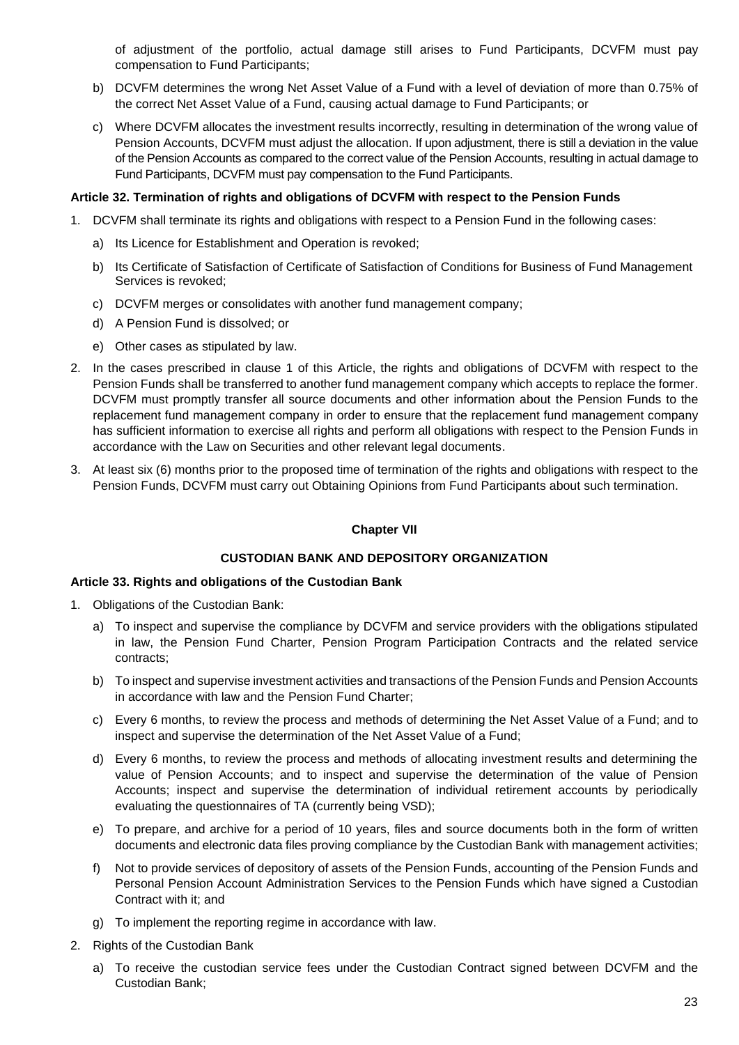of adjustment of the portfolio, actual damage still arises to Fund Participants, DCVFM must pay compensation to Fund Participants;

b) DCVFM determines the wrong Net Asset Value of a Fund with a level of deviation of more than 0.75% of the correct Net Asset Value of a Fund, causing actual damage to Fund Participants; or

c) Where DCVFM allocates the investment results incorrectly, resulting in determination of the wrong value of Pension Accounts, DCVFM must adjust the allocation. If upon adjustment, there is still a deviation in the value of the Pension Accounts as compared to the correct value of the Pension Accounts, resulting in actual damage to Fund Participants, DCVFM must pay compensation to the Fund Participants.

**Article 32. Termination of rights and obligations of DCVFM with respect to the Pension Funds**

1. DCVFM shall terminate its rights and obligations with respect to a Pension Fund in the following cases:
   a) Its Licence for Establishment and Operation is revoked;
   b) Its Certificate of Satisfaction of Certificate of Satisfaction of Conditions for Business of Fund Management Services is revoked;
   c) DCVFM merges or consolidates with another fund management company;
   d) A Pension Fund is dissolved; or
   e) Other cases as stipulated by law.
2. In the cases prescribed in clause 1 of this Article, the rights and obligations of DCVFM with respect to the Pension Funds shall be transferred to another fund management company which accepts to replace the former. DCVFM must promptly transfer all source documents and other information about the Pension Funds to the replacement fund management company in order to ensure that the replacement fund management company has sufficient information to exercise all rights and perform all obligations with respect to the Pension Funds in accordance with the Law on Securities and other relevant legal documents.
3. At least six (6) months prior to the proposed time of termination of the rights and obligations with respect to the Pension Funds, DCVFM must carry out Obtaining Opinions from Fund Participants about such termination.

## Chapter VII

## CUSTODIAN BANK AND DEPOSITORY ORGANIZATION

**Article 33. Rights and obligations of the Custodian Bank**

1. Obligations of the Custodian Bank:
   a) To inspect and supervise the compliance by DCVFM and service providers with the obligations stipulated in law, the Pension Fund Charter, Pension Program Participation Contracts and the related service contracts;
   b) To inspect and supervise investment activities and transactions of the Pension Funds and Pension Accounts in accordance with law and the Pension Fund Charter;
   c) Every 6 months, to review the process and methods of determining the Net Asset Value of a Fund; and to inspect and supervise the determination of the Net Asset Value of a Fund;
   d) Every 6 months, to review the process and methods of allocating investment results and determining the value of Pension Accounts; and to inspect and supervise the determination of the value of Pension Accounts; inspect and supervise the determination of individual retirement accounts by periodically evaluating the questionnaires of TA (currently being VSD);
   e) To prepare, and archive for a period of 10 years, files and source documents both in the form of written documents and electronic data files proving compliance by the Custodian Bank with management activities;
   f) Not to provide services of depository of assets of the Pension Funds, accounting of the Pension Funds and Personal Pension Account Administration Services to the Pension Funds which have signed a Custodian Contract with it; and
   g) To implement the reporting regime in accordance with law.
2. Rights of the Custodian Bank
   a) To receive the custodian service fees under the Custodian Contract signed between DCVFM and the Custodian Bank;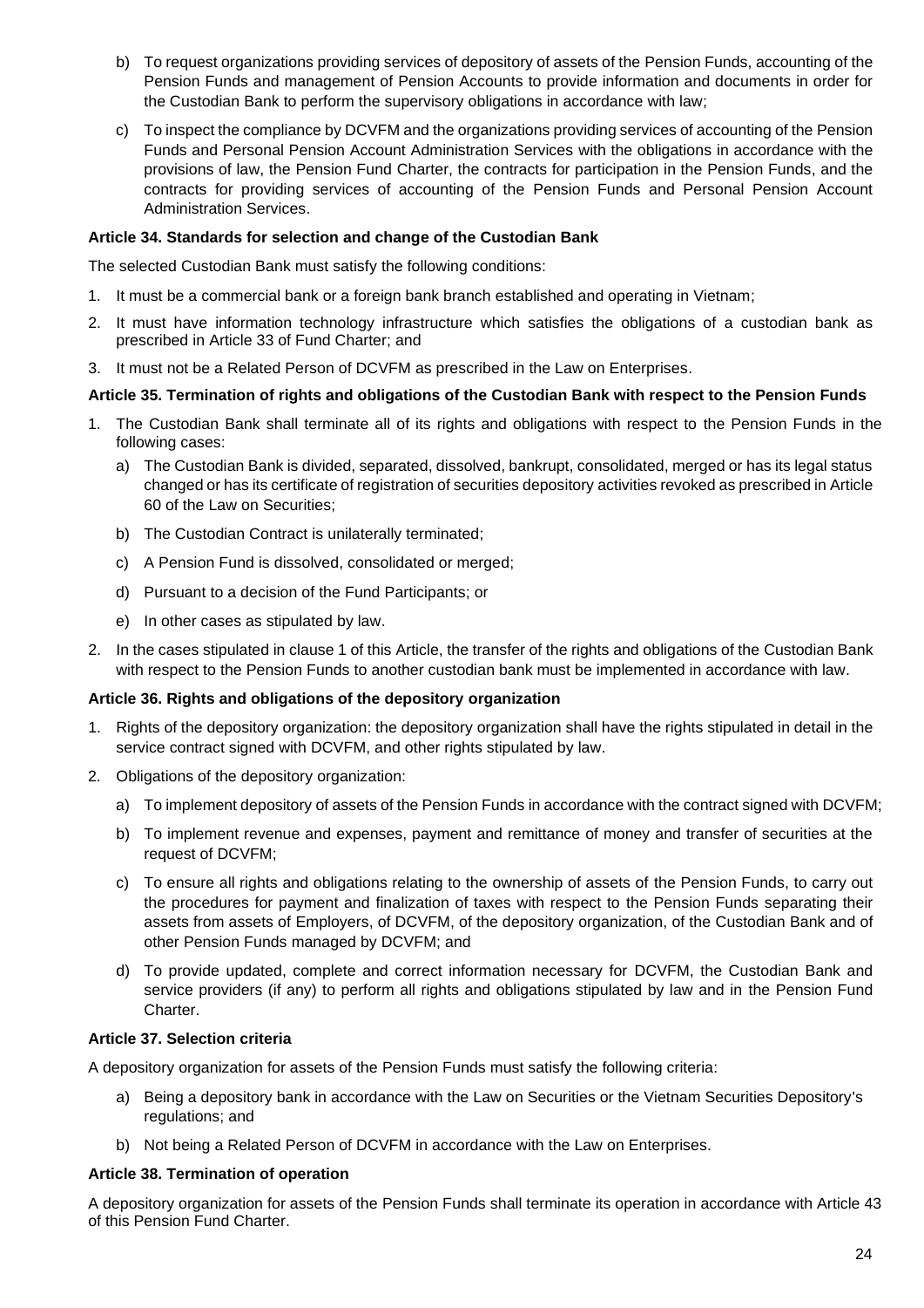b) To request organizations providing services of depository of assets of the Pension Funds, accounting of the Pension Funds and management of Pension Accounts to provide information and documents in order for the Custodian Bank to perform the supervisory obligations in accordance with law;

c) To inspect the compliance by DCVFM and the organizations providing services of accounting of the Pension Funds and Personal Pension Account Administration Services with the obligations in accordance with the provisions of law, the Pension Fund Charter, the contracts for participation in the Pension Funds, and the contracts for providing services of accounting of the Pension Funds and Personal Pension Account Administration Services.

**Article 34. Standards for selection and change of the Custodian Bank**

The selected Custodian Bank must satisfy the following conditions:

1. It must be a commercial bank or a foreign bank branch established and operating in Vietnam;
2. It must have information technology infrastructure which satisfies the obligations of a custodian bank as prescribed in Article 33 of Fund Charter; and
3. It must not be a Related Person of DCVFM as prescribed in the Law on Enterprises.

**Article 35. Termination of rights and obligations of the Custodian Bank with respect to the Pension Funds**

1. The Custodian Bank shall terminate all of its rights and obligations with respect to the Pension Funds in the following cases:
   a) The Custodian Bank is divided, separated, dissolved, bankrupt, consolidated, merged or has its legal status changed or has its certificate of registration of securities depository activities revoked as prescribed in Article 60 of the Law on Securities;
   b) The Custodian Contract is unilaterally terminated;
   c) A Pension Fund is dissolved, consolidated or merged;
   d) Pursuant to a decision of the Fund Participants; or
   e) In other cases as stipulated by law.
2. In the cases stipulated in clause 1 of this Article, the transfer of the rights and obligations of the Custodian Bank with respect to the Pension Funds to another custodian bank must be implemented in accordance with law.

**Article 36. Rights and obligations of the depository organization**

1. Rights of the depository organization: the depository organization shall have the rights stipulated in detail in the service contract signed with DCVFM, and other rights stipulated by law.
2. Obligations of the depository organization:
   a) To implement depository of assets of the Pension Funds in accordance with the contract signed with DCVFM;
   b) To implement revenue and expenses, payment and remittance of money and transfer of securities at the request of DCVFM;
   c) To ensure all rights and obligations relating to the ownership of assets of the Pension Funds, to carry out the procedures for payment and finalization of taxes with respect to the Pension Funds separating their assets from assets of Employers, of DCVFM, of the depository organization, of the Custodian Bank and of other Pension Funds managed by DCVFM; and
   d) To provide updated, complete and correct information necessary for DCVFM, the Custodian Bank and service providers (if any) to perform all rights and obligations stipulated by law and in the Pension Fund Charter.

**Article 37. Selection criteria**

A depository organization for assets of the Pension Funds must satisfy the following criteria:

a) Being a depository bank in accordance with the Law on Securities or the Vietnam Securities Depository's regulations; and

b) Not being a Related Person of DCVFM in accordance with the Law on Enterprises.

**Article 38. Termination of operation**

A depository organization for assets of the Pension Funds shall terminate its operation in accordance with Article 43 of this Pension Fund Charter.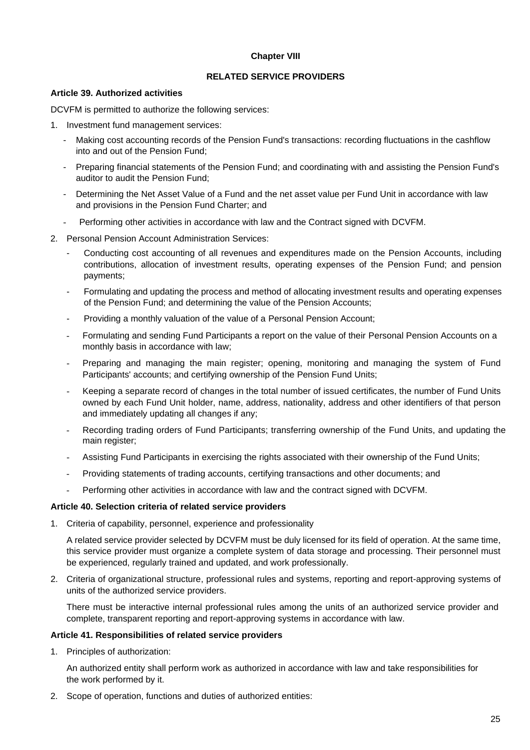## Chapter VIII

## RELATED SERVICE PROVIDERS

### Article 39. Authorized activities

DCVFM is permitted to authorize the following services:

1. Investment fund management services:
   - Making cost accounting records of the Pension Fund's transactions: recording fluctuations in the cashflow into and out of the Pension Fund;
   - Preparing financial statements of the Pension Fund; and coordinating with and assisting the Pension Fund's auditor to audit the Pension Fund;
   - Determining the Net Asset Value of a Fund and the net asset value per Fund Unit in accordance with law and provisions in the Pension Fund Charter; and
   - Performing other activities in accordance with law and the Contract signed with DCVFM.
2. Personal Pension Account Administration Services:
   - Conducting cost accounting of all revenues and expenditures made on the Pension Accounts, including contributions, allocation of investment results, operating expenses of the Pension Fund; and pension payments;
   - Formulating and updating the process and method of allocating investment results and operating expenses of the Pension Fund; and determining the value of the Pension Accounts;
   - Providing a monthly valuation of the value of a Personal Pension Account;
   - Formulating and sending Fund Participants a report on the value of their Personal Pension Accounts on a monthly basis in accordance with law;
   - Preparing and managing the main register; opening, monitoring and managing the system of Fund Participants' accounts; and certifying ownership of the Pension Fund Units;
   - Keeping a separate record of changes in the total number of issued certificates, the number of Fund Units owned by each Fund Unit holder, name, address, nationality, address and other identifiers of that person and immediately updating all changes if any;
   - Recording trading orders of Fund Participants; transferring ownership of the Fund Units, and updating the main register;
   - Assisting Fund Participants in exercising the rights associated with their ownership of the Fund Units;
   - Providing statements of trading accounts, certifying transactions and other documents; and
   - Performing other activities in accordance with law and the contract signed with DCVFM.

### Article 40. Selection criteria of related service providers

1. Criteria of capability, personnel, experience and professionality

   A related service provider selected by DCVFM must be duly licensed for its field of operation. At the same time, this service provider must organize a complete system of data storage and processing. Their personnel must be experienced, regularly trained and updated, and work professionally.

2. Criteria of organizational structure, professional rules and systems, reporting and report-approving systems of units of the authorized service providers.

   There must be interactive internal professional rules among the units of an authorized service provider and complete, transparent reporting and report-approving systems in accordance with law.

### Article 41. Responsibilities of related service providers

1. Principles of authorization:

   An authorized entity shall perform work as authorized in accordance with law and take responsibilities for the work performed by it.

2. Scope of operation, functions and duties of authorized entities: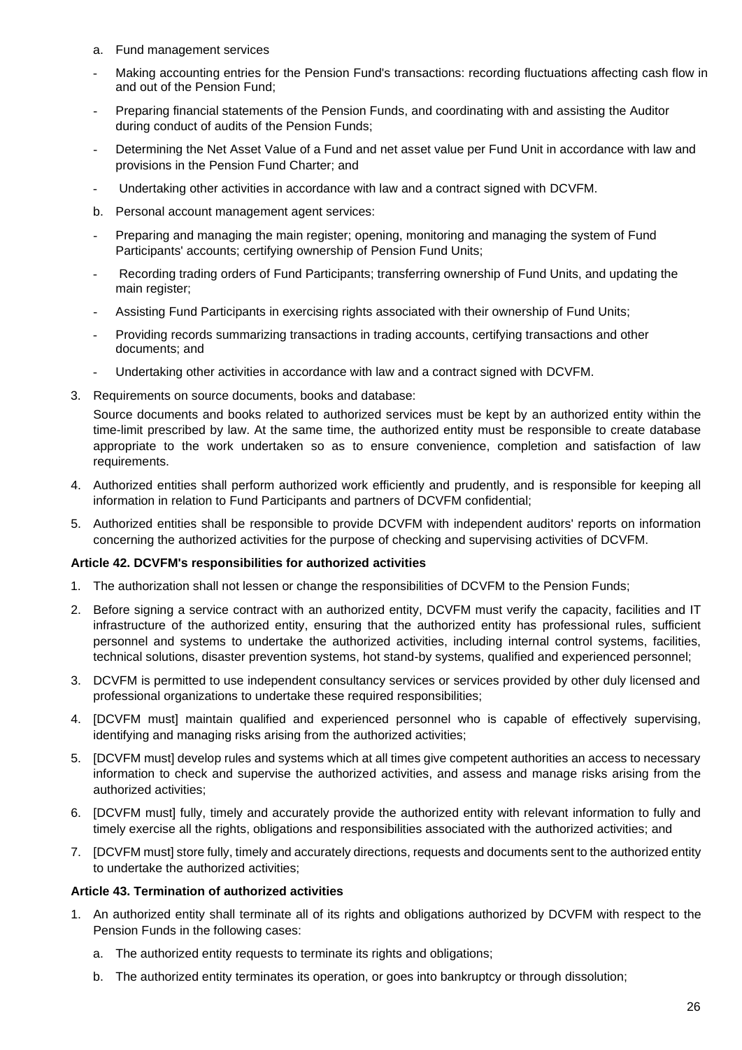a. Fund management services

- Making accounting entries for the Pension Fund's transactions: recording fluctuations affecting cash flow in and out of the Pension Fund;
- Preparing financial statements of the Pension Funds, and coordinating with and assisting the Auditor during conduct of audits of the Pension Funds;
- Determining the Net Asset Value of a Fund and net asset value per Fund Unit in accordance with law and provisions in the Pension Fund Charter; and
- Undertaking other activities in accordance with law and a contract signed with DCVFM.

b. Personal account management agent services:

- Preparing and managing the main register; opening, monitoring and managing the system of Fund Participants' accounts; certifying ownership of Pension Fund Units;
- Recording trading orders of Fund Participants; transferring ownership of Fund Units, and updating the main register;
- Assisting Fund Participants in exercising rights associated with their ownership of Fund Units;
- Providing records summarizing transactions in trading accounts, certifying transactions and other documents; and
- Undertaking other activities in accordance with law and a contract signed with DCVFM.

3. Requirements on source documents, books and database:

   Source documents and books related to authorized services must be kept by an authorized entity within the time-limit prescribed by law. At the same time, the authorized entity must be responsible to create database appropriate to the work undertaken so as to ensure convenience, completion and satisfaction of law requirements.

4. Authorized entities shall perform authorized work efficiently and prudently, and is responsible for keeping all information in relation to Fund Participants and partners of DCVFM confidential;

5. Authorized entities shall be responsible to provide DCVFM with independent auditors' reports on information concerning the authorized activities for the purpose of checking and supervising activities of DCVFM.

**Article 42. DCVFM's responsibilities for authorized activities**

1. The authorization shall not lessen or change the responsibilities of DCVFM to the Pension Funds;
2. Before signing a service contract with an authorized entity, DCVFM must verify the capacity, facilities and IT infrastructure of the authorized entity, ensuring that the authorized entity has professional rules, sufficient personnel and systems to undertake the authorized activities, including internal control systems, facilities, technical solutions, disaster prevention systems, hot stand-by systems, qualified and experienced personnel;
3. DCVFM is permitted to use independent consultancy services or services provided by other duly licensed and professional organizations to undertake these required responsibilities;
4. [DCVFM must] maintain qualified and experienced personnel who is capable of effectively supervising, identifying and managing risks arising from the authorized activities;
5. [DCVFM must] develop rules and systems which at all times give competent authorities an access to necessary information to check and supervise the authorized activities, and assess and manage risks arising from the authorized activities;
6. [DCVFM must] fully, timely and accurately provide the authorized entity with relevant information to fully and timely exercise all the rights, obligations and responsibilities associated with the authorized activities; and
7. [DCVFM must] store fully, timely and accurately directions, requests and documents sent to the authorized entity to undertake the authorized activities;

**Article 43. Termination of authorized activities**

1. An authorized entity shall terminate all of its rights and obligations authorized by DCVFM with respect to the Pension Funds in the following cases:

   a. The authorized entity requests to terminate its rights and obligations;

   b. The authorized entity terminates its operation, or goes into bankruptcy or through dissolution;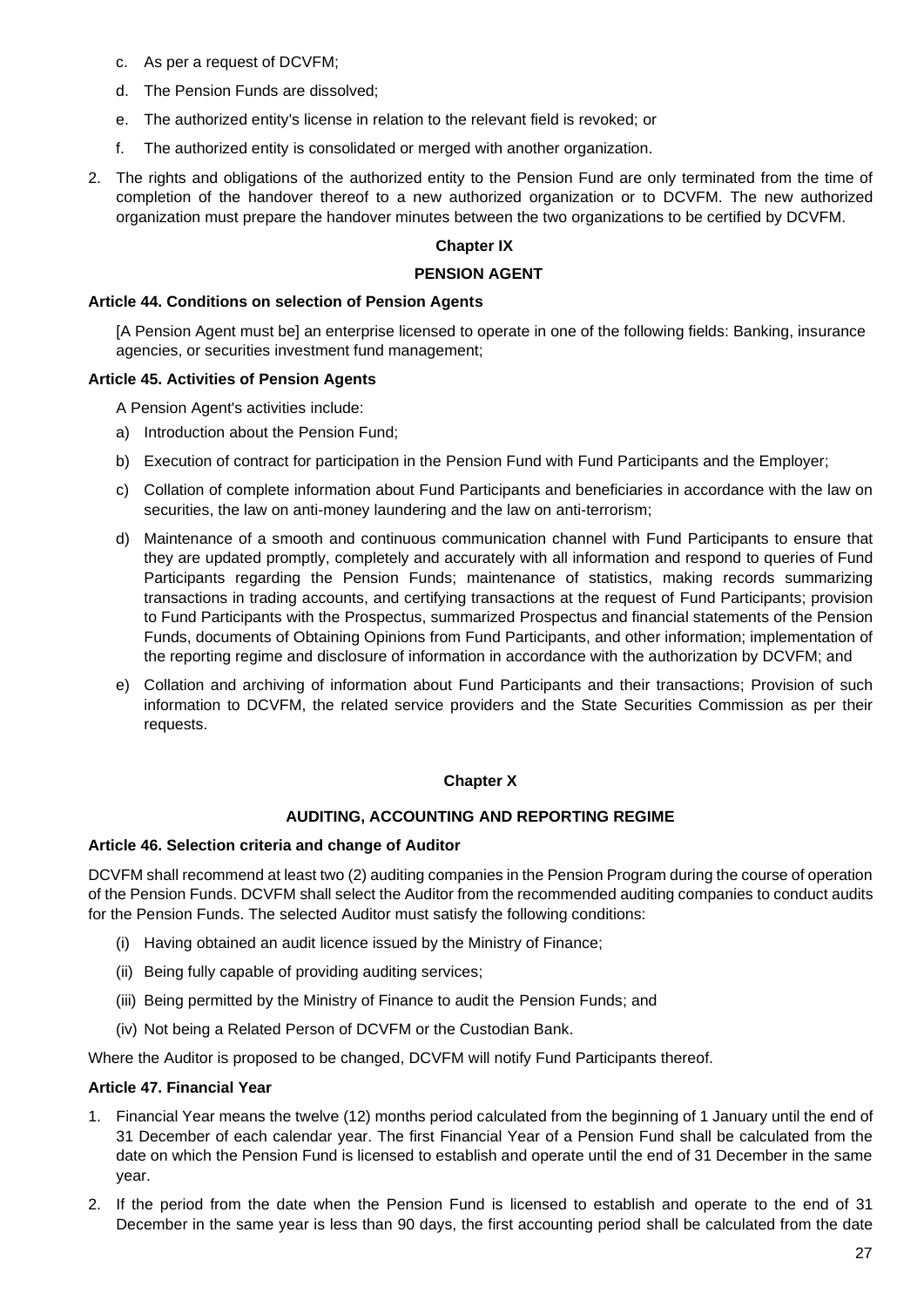c. As per a request of DCVFM;

d. The Pension Funds are dissolved;

e. The authorized entity's license in relation to the relevant field is revoked; or

f. The authorized entity is consolidated or merged with another organization.

2. The rights and obligations of the authorized entity to the Pension Fund are only terminated from the time of completion of the handover thereof to a new authorized organization or to DCVFM. The new authorized organization must prepare the handover minutes between the two organizations to be certified by DCVFM.

## Chapter IX

## PENSION AGENT

**Article 44. Conditions on selection of Pension Agents**

[A Pension Agent must be] an enterprise licensed to operate in one of the following fields: Banking, insurance agencies, or securities investment fund management;

**Article 45. Activities of Pension Agents**

A Pension Agent's activities include:

a) Introduction about the Pension Fund;

b) Execution of contract for participation in the Pension Fund with Fund Participants and the Employer;

c) Collation of complete information about Fund Participants and beneficiaries in accordance with the law on securities, the law on anti-money laundering and the law on anti-terrorism;

d) Maintenance of a smooth and continuous communication channel with Fund Participants to ensure that they are updated promptly, completely and accurately with all information and respond to queries of Fund Participants regarding the Pension Funds; maintenance of statistics, making records summarizing transactions in trading accounts, and certifying transactions at the request of Fund Participants; provision to Fund Participants with the Prospectus, summarized Prospectus and financial statements of the Pension Funds, documents of Obtaining Opinions from Fund Participants, and other information; implementation of the reporting regime and disclosure of information in accordance with the authorization by DCVFM; and

e) Collation and archiving of information about Fund Participants and their transactions; Provision of such information to DCVFM, the related service providers and the State Securities Commission as per their requests.

## Chapter X

## AUDITING, ACCOUNTING AND REPORTING REGIME

**Article 46. Selection criteria and change of Auditor**

DCVFM shall recommend at least two (2) auditing companies in the Pension Program during the course of operation of the Pension Funds. DCVFM shall select the Auditor from the recommended auditing companies to conduct audits for the Pension Funds. The selected Auditor must satisfy the following conditions:

(i) Having obtained an audit licence issued by the Ministry of Finance;

(ii) Being fully capable of providing auditing services;

(iii) Being permitted by the Ministry of Finance to audit the Pension Funds; and

(iv) Not being a Related Person of DCVFM or the Custodian Bank.

Where the Auditor is proposed to be changed, DCVFM will notify Fund Participants thereof.

**Article 47. Financial Year**

1. Financial Year means the twelve (12) months period calculated from the beginning of 1 January until the end of 31 December of each calendar year. The first Financial Year of a Pension Fund shall be calculated from the date on which the Pension Fund is licensed to establish and operate until the end of 31 December in the same year.

2. If the period from the date when the Pension Fund is licensed to establish and operate to the end of 31 December in the same year is less than 90 days, the first accounting period shall be calculated from the date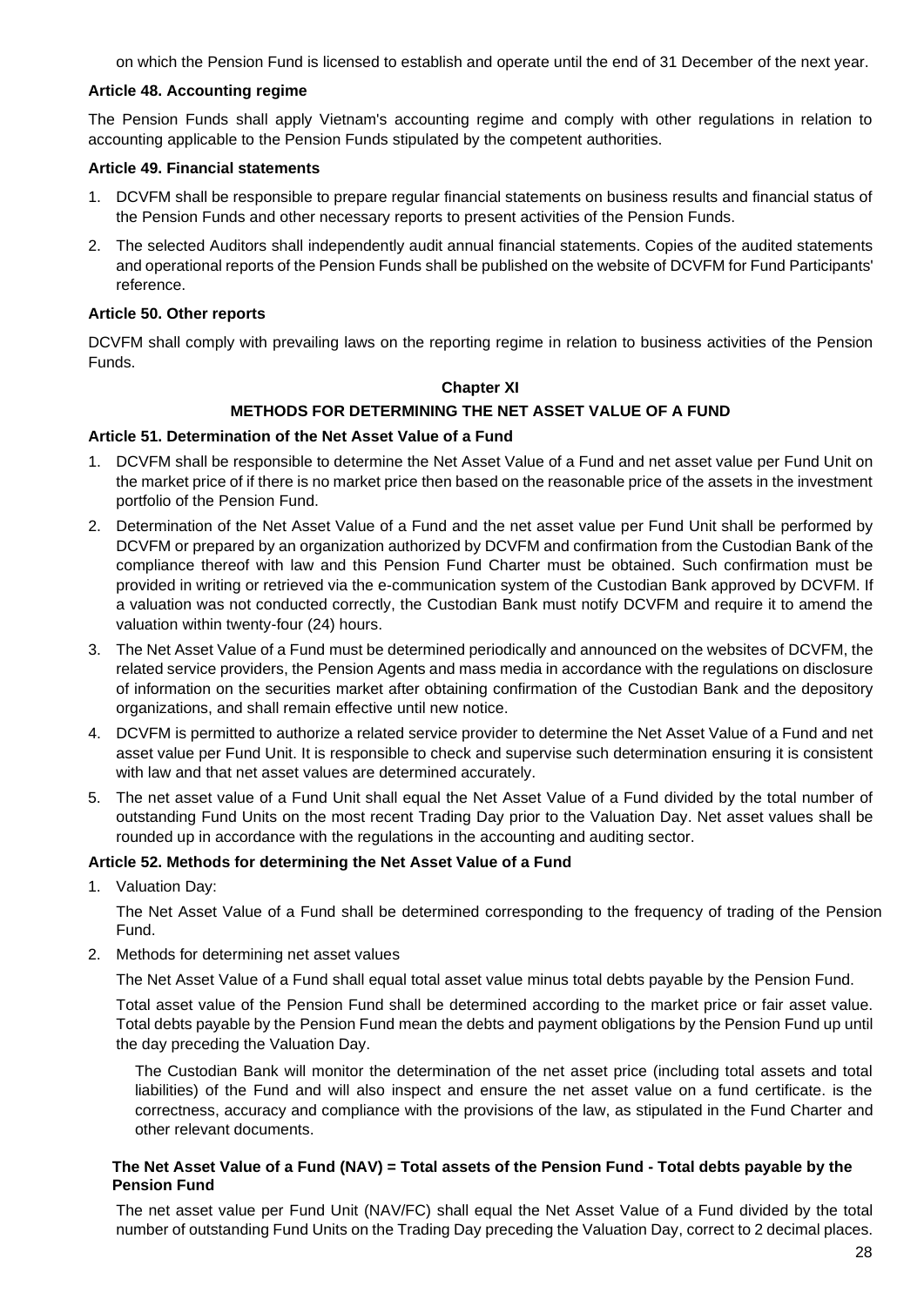on which the Pension Fund is licensed to establish and operate until the end of 31 December of the next year.

**Article 48. Accounting regime**

The Pension Funds shall apply Vietnam's accounting regime and comply with other regulations in relation to accounting applicable to the Pension Funds stipulated by the competent authorities.

**Article 49. Financial statements**

1. DCVFM shall be responsible to prepare regular financial statements on business results and financial status of the Pension Funds and other necessary reports to present activities of the Pension Funds.
2. The selected Auditors shall independently audit annual financial statements. Copies of the audited statements and operational reports of the Pension Funds shall be published on the website of DCVFM for Fund Participants' reference.

**Article 50. Other reports**

DCVFM shall comply with prevailing laws on the reporting regime in relation to business activities of the Pension Funds.

## Chapter XI

## METHODS FOR DETERMINING THE NET ASSET VALUE OF A FUND

**Article 51. Determination of the Net Asset Value of a Fund**

1. DCVFM shall be responsible to determine the Net Asset Value of a Fund and net asset value per Fund Unit on the market price of if there is no market price then based on the reasonable price of the assets in the investment portfolio of the Pension Fund.
2. Determination of the Net Asset Value of a Fund and the net asset value per Fund Unit shall be performed by DCVFM or prepared by an organization authorized by DCVFM and confirmation from the Custodian Bank of the compliance thereof with law and this Pension Fund Charter must be obtained. Such confirmation must be provided in writing or retrieved via the e-communication system of the Custodian Bank approved by DCVFM. If a valuation was not conducted correctly, the Custodian Bank must notify DCVFM and require it to amend the valuation within twenty-four (24) hours.
3. The Net Asset Value of a Fund must be determined periodically and announced on the websites of DCVFM, the related service providers, the Pension Agents and mass media in accordance with the regulations on disclosure of information on the securities market after obtaining confirmation of the Custodian Bank and the depository organizations, and shall remain effective until new notice.
4. DCVFM is permitted to authorize a related service provider to determine the Net Asset Value of a Fund and net asset value per Fund Unit. It is responsible to check and supervise such determination ensuring it is consistent with law and that net asset values are determined accurately.
5. The net asset value of a Fund Unit shall equal the Net Asset Value of a Fund divided by the total number of outstanding Fund Units on the most recent Trading Day prior to the Valuation Day. Net asset values shall be rounded up in accordance with the regulations in the accounting and auditing sector.

**Article 52. Methods for determining the Net Asset Value of a Fund**

1. Valuation Day:

   The Net Asset Value of a Fund shall be determined corresponding to the frequency of trading of the Pension Fund.

2. Methods for determining net asset values

   The Net Asset Value of a Fund shall equal total asset value minus total debts payable by the Pension Fund.

   Total asset value of the Pension Fund shall be determined according to the market price or fair asset value. Total debts payable by the Pension Fund mean the debts and payment obligations by the Pension Fund up until the day preceding the Valuation Day.

   The Custodian Bank will monitor the determination of the net asset price (including total assets and total liabilities) of the Fund and will also inspect and ensure the net asset value on a fund certificate. is the correctness, accuracy and compliance with the provisions of the law, as stipulated in the Fund Charter and other relevant documents.

   **The Net Asset Value of a Fund (NAV) = Total assets of the Pension Fund - Total debts payable by the Pension Fund**

   The net asset value per Fund Unit (NAV/FC) shall equal the Net Asset Value of a Fund divided by the total number of outstanding Fund Units on the Trading Day preceding the Valuation Day, correct to 2 decimal places.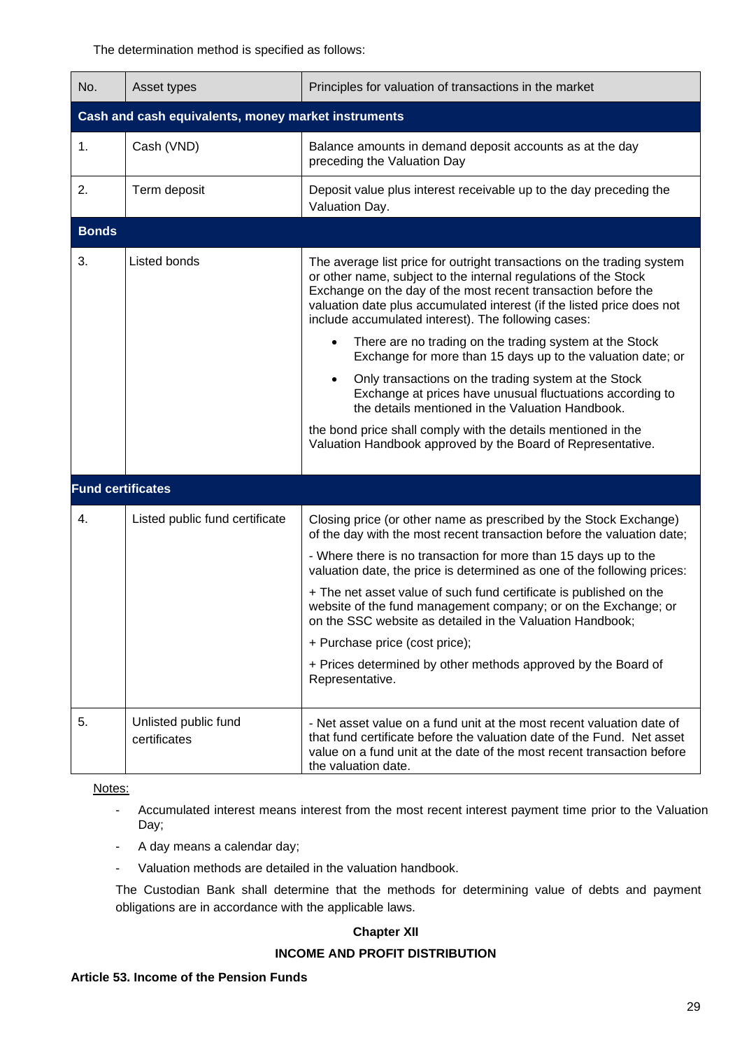The determination method is specified as follows:

| No. | Asset types | Principles for valuation of transactions in the market |
|---|---|---|
| **Cash and cash equivalents, money market instruments** | | |
| 1. | Cash (VND) | Balance amounts in demand deposit accounts as at the day preceding the Valuation Day |
| 2. | Term deposit | Deposit value plus interest receivable up to the day preceding the Valuation Day. |
| **Bonds** | | |
| 3. | Listed bonds | The average list price for outright transactions on the trading system or other name, subject to the internal regulations of the Stock Exchange on the day of the most recent transaction before the valuation date plus accumulated interest (if the listed price does not include accumulated interest). The following cases:<br>• There are no trading on the trading system at the Stock Exchange for more than 15 days up to the valuation date; or<br>• Only transactions on the trading system at the Stock Exchange at prices have unusual fluctuations according to the details mentioned in the Valuation Handbook.<br>the bond price shall comply with the details mentioned in the Valuation Handbook approved by the Board of Representative. |
| **Fund certificates** | | |
| 4. | Listed public fund certificate | Closing price (or other name as prescribed by the Stock Exchange) of the day with the most recent transaction before the valuation date;<br>- Where there is no transaction for more than 15 days up to the valuation date, the price is determined as one of the following prices:<br>+ The net asset value of such fund certificate is published on the website of the fund management company; or on the Exchange; or on the SSC website as detailed in the Valuation Handbook;<br>+ Purchase price (cost price);<br>+ Prices determined by other methods approved by the Board of Representative. |
| 5. | Unlisted public fund certificates | - Net asset value on a fund unit at the most recent valuation date of that fund certificate before the valuation date of the Fund. Net asset value on a fund unit at the date of the most recent transaction before the valuation date. |

Notes:

- Accumulated interest means interest from the most recent interest payment time prior to the Valuation Day;
- A day means a calendar day;
- Valuation methods are detailed in the valuation handbook.

The Custodian Bank shall determine that the methods for determining value of debts and payment obligations are in accordance with the applicable laws.

## Chapter XII

## INCOME AND PROFIT DISTRIBUTION

### Article 53. Income of the Pension Funds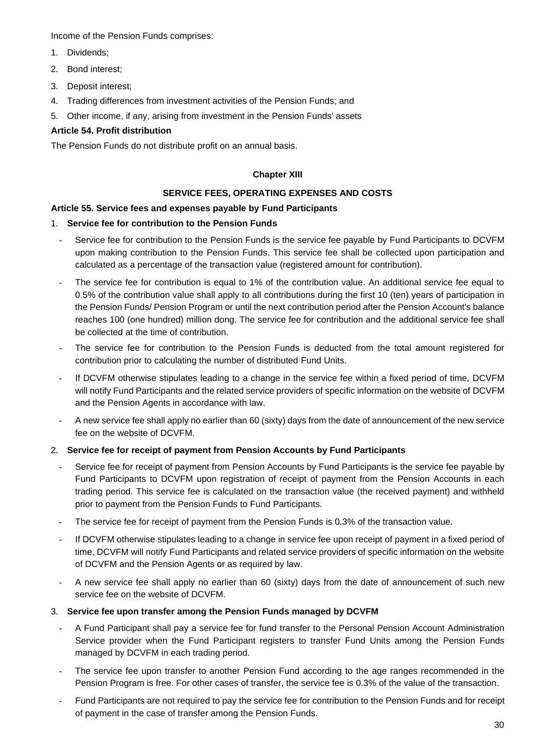Income of the Pension Funds comprises:

1. Dividends;
2. Bond interest;
3. Deposit interest;
4. Trading differences from investment activities of the Pension Funds; and
5. Other income, if any, arising from investment in the Pension Funds' assets

**Article 54. Profit distribution**

The Pension Funds do not distribute profit on an annual basis.

## Chapter XIII

## SERVICE FEES, OPERATING EXPENSES AND COSTS

**Article 55. Service fees and expenses payable by Fund Participants**

1. **Service fee for contribution to the Pension Funds**
   - Service fee for contribution to the Pension Funds is the service fee payable by Fund Participants to DCVFM upon making contribution to the Pension Funds. This service fee shall be collected upon participation and calculated as a percentage of the transaction value (registered amount for contribution).
   - The service fee for contribution is equal to 1% of the contribution value. An additional service fee equal to 0.5% of the contribution value shall apply to all contributions during the first 10 (ten) years of participation in the Pension Funds/ Pension Program or until the next contribution period after the Pension Account's balance reaches 100 (one hundred) million dong. The service fee for contribution and the additional service fee shall be collected at the time of contribution.
   - The service fee for contribution to the Pension Funds is deducted from the total amount registered for contribution prior to calculating the number of distributed Fund Units.
   - If DCVFM otherwise stipulates leading to a change in the service fee within a fixed period of time, DCVFM will notify Fund Participants and the related service providers of specific information on the website of DCVFM and the Pension Agents in accordance with law.
   - A new service fee shall apply no earlier than 60 (sixty) days from the date of announcement of the new service fee on the website of DCVFM.

2. **Service fee for receipt of payment from Pension Accounts by Fund Participants**
   - Service fee for receipt of payment from Pension Accounts by Fund Participants is the service fee payable by Fund Participants to DCVFM upon registration of receipt of payment from the Pension Accounts in each trading period. This service fee is calculated on the transaction value (the received payment) and withheld prior to payment from the Pension Funds to Fund Participants.
   - The service fee for receipt of payment from the Pension Funds is 0.3% of the transaction value.
   - If DCVFM otherwise stipulates leading to a change in service fee upon receipt of payment in a fixed period of time, DCVFM will notify Fund Participants and related service providers of specific information on the website of DCVFM and the Pension Agents or as required by law.
   - A new service fee shall apply no earlier than 60 (sixty) days from the date of announcement of such new service fee on the website of DCVFM.

3. **Service fee upon transfer among the Pension Funds managed by DCVFM**
   - A Fund Participant shall pay a service fee for fund transfer to the Personal Pension Account Administration Service provider when the Fund Participant registers to transfer Fund Units among the Pension Funds managed by DCVFM in each trading period.
   - The service fee upon transfer to another Pension Fund according to the age ranges recommended in the Pension Program is free. For other cases of transfer, the service fee is 0.3% of the value of the transaction.
   - Fund Participants are not required to pay the service fee for contribution to the Pension Funds and for receipt of payment in the case of transfer among the Pension Funds.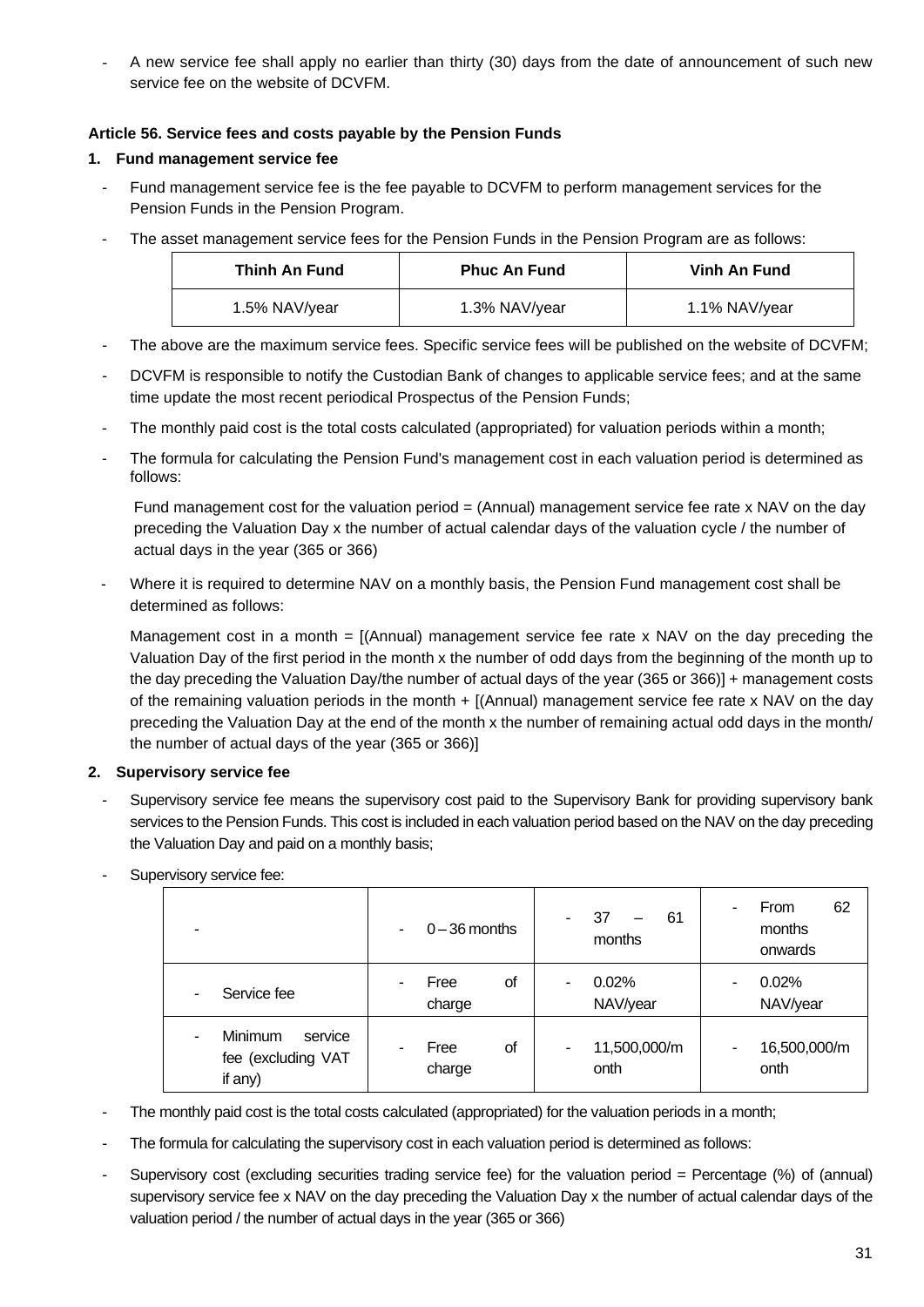- A new service fee shall apply no earlier than thirty (30) days from the date of announcement of such new service fee on the website of DCVFM.

**Article 56. Service fees and costs payable by the Pension Funds**

**1. Fund management service fee**

- Fund management service fee is the fee payable to DCVFM to perform management services for the Pension Funds in the Pension Program.
- The asset management service fees for the Pension Funds in the Pension Program are as follows:

| Thinh An Fund | Phuc An Fund | Vinh An Fund |
|---|---|---|
| 1.5% NAV/year | 1.3% NAV/year | 1.1% NAV/year |

- The above are the maximum service fees. Specific service fees will be published on the website of DCVFM;
- DCVFM is responsible to notify the Custodian Bank of changes to applicable service fees; and at the same time update the most recent periodical Prospectus of the Pension Funds;
- The monthly paid cost is the total costs calculated (appropriated) for valuation periods within a month;
- The formula for calculating the Pension Fund's management cost in each valuation period is determined as follows:

  Fund management cost for the valuation period = (Annual) management service fee rate x NAV on the day preceding the Valuation Day x the number of actual calendar days of the valuation cycle / the number of actual days in the year (365 or 366)

- Where it is required to determine NAV on a monthly basis, the Pension Fund management cost shall be determined as follows:

  Management cost in a month = [(Annual) management service fee rate x NAV on the day preceding the Valuation Day of the first period in the month x the number of odd days from the beginning of the month up to the day preceding the Valuation Day/the number of actual days of the year (365 or 366)] + management costs of the remaining valuation periods in the month + [(Annual) management service fee rate x NAV on the day preceding the Valuation Day at the end of the month x the number of remaining actual odd days in the month/ the number of actual days of the year (365 or 366)]

**2. Supervisory service fee**

- Supervisory service fee means the supervisory cost paid to the Supervisory Bank for providing supervisory bank services to the Pension Funds. This cost is included in each valuation period based on the NAV on the day preceding the Valuation Day and paid on a monthly basis;
- Supervisory service fee:

| - | - 0 – 36 months | - 37 – 61 months | - From 62 months onwards |
|---|---|---|---|
| - Service fee | - Free of charge | - 0.02% NAV/year | - 0.02% NAV/year |
| - Minimum service fee (excluding VAT if any) | - Free of charge | - 11,500,000/month | - 16,500,000/month |

- The monthly paid cost is the total costs calculated (appropriated) for the valuation periods in a month;
- The formula for calculating the supervisory cost in each valuation period is determined as follows:
- Supervisory cost (excluding securities trading service fee) for the valuation period = Percentage (%) of (annual) supervisory service fee x NAV on the day preceding the Valuation Day x the number of actual calendar days of the valuation period / the number of actual days in the year (365 or 366)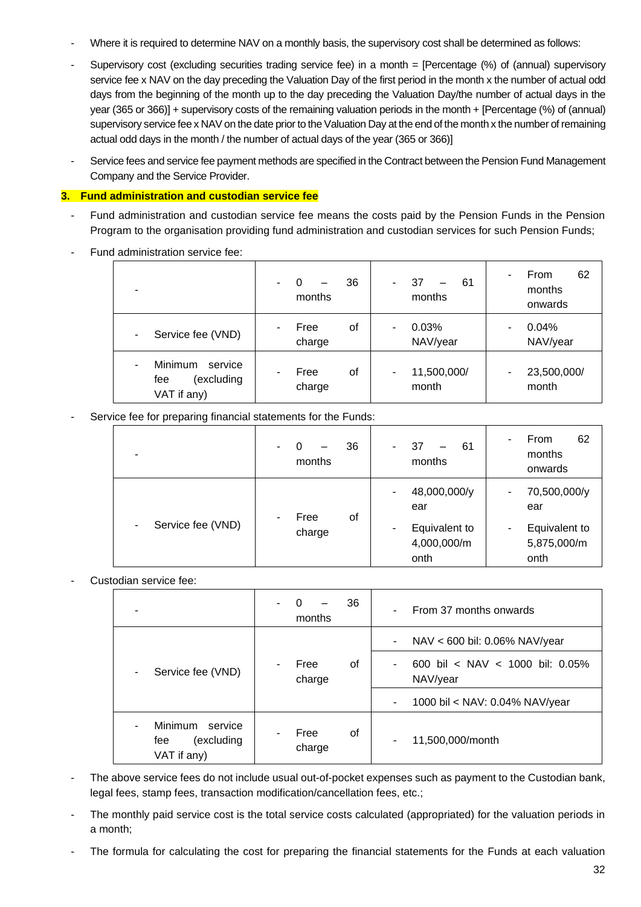- Where it is required to determine NAV on a monthly basis, the supervisory cost shall be determined as follows:
- Supervisory cost (excluding securities trading service fee) in a month = [Percentage (%) of (annual) supervisory service fee x NAV on the day preceding the Valuation Day of the first period in the month x the number of actual odd days from the beginning of the month up to the day preceding the Valuation Day/the number of actual days in the year (365 or 366)] + supervisory costs of the remaining valuation periods in the month + [Percentage (%) of (annual) supervisory service fee x NAV on the date prior to the Valuation Day at the end of the month x the number of remaining actual odd days in the month / the number of actual days of the year (365 or 366)]
- Service fees and service fee payment methods are specified in the Contract between the Pension Fund Management Company and the Service Provider.

### 3. Fund administration and custodian service fee

- Fund administration and custodian service fee means the costs paid by the Pension Funds in the Pension Program to the organisation providing fund administration and custodian services for such Pension Funds;
- Fund administration service fee:

| - | - 0 – 36 months | - 37 – 61 months | - From 62 months onwards |
|---|---|---|---|
| - Service fee (VND) | - Free of charge | - 0.03% NAV/year | - 0.04% NAV/year |
| - Minimum service fee (excluding VAT if any) | - Free of charge | - 11,500,000/ month | - 23,500,000/ month |

- Service fee for preparing financial statements for the Funds:

| - | - 0 – 36 months | - 37 – 61 months | - From 62 months onwards |
|---|---|---|---|
| - Service fee (VND) | - Free of charge | - 48,000,000/year<br>- Equivalent to 4,000,000/month | - 70,500,000/year<br>- Equivalent to 5,875,000/month |

- Custodian service fee:

| - | - 0 – 36 months | - From 37 months onwards |
|---|---|---|
| - Service fee (VND) | - Free of charge | - NAV < 600 bil: 0.06% NAV/year |
| | | - 600 bil < NAV < 1000 bil: 0.05% NAV/year |
| | | - 1000 bil < NAV: 0.04% NAV/year |
| - Minimum service fee (excluding VAT if any) | - Free of charge | - 11,500,000/month |

- The above service fees do not include usual out-of-pocket expenses such as payment to the Custodian bank, legal fees, stamp fees, transaction modification/cancellation fees, etc.;
- The monthly paid service cost is the total service costs calculated (appropriated) for the valuation periods in a month;
- The formula for calculating the cost for preparing the financial statements for the Funds at each valuation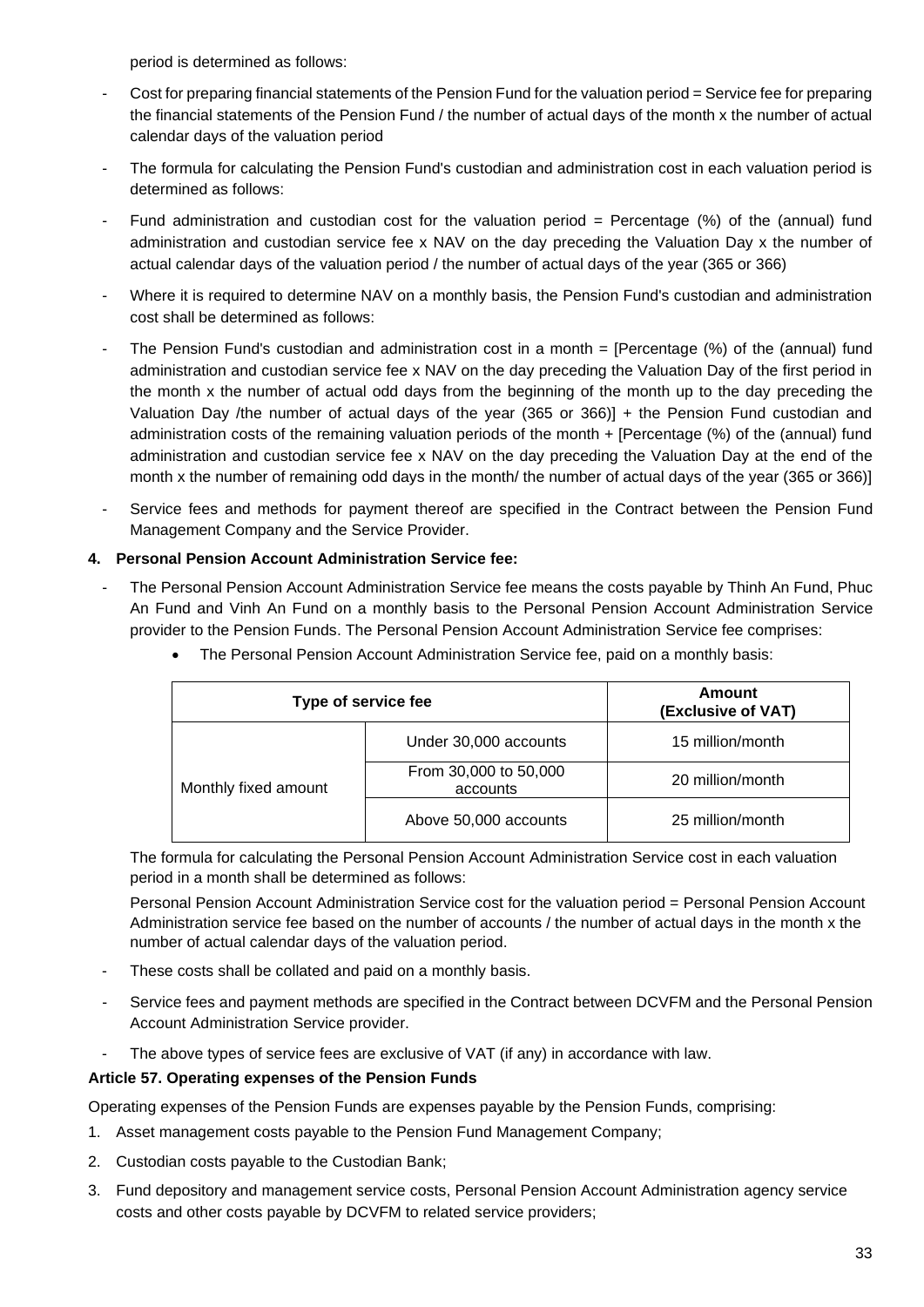period is determined as follows:

- Cost for preparing financial statements of the Pension Fund for the valuation period = Service fee for preparing the financial statements of the Pension Fund / the number of actual days of the month x the number of actual calendar days of the valuation period
- The formula for calculating the Pension Fund's custodian and administration cost in each valuation period is determined as follows:
- Fund administration and custodian cost for the valuation period = Percentage (%) of the (annual) fund administration and custodian service fee x NAV on the day preceding the Valuation Day x the number of actual calendar days of the valuation period / the number of actual days of the year (365 or 366)
- Where it is required to determine NAV on a monthly basis, the Pension Fund's custodian and administration cost shall be determined as follows:
- The Pension Fund's custodian and administration cost in a month = [Percentage (%) of the (annual) fund administration and custodian service fee x NAV on the day preceding the Valuation Day of the first period in the month x the number of actual odd days from the beginning of the month up to the day preceding the Valuation Day /the number of actual days of the year (365 or 366)] + the Pension Fund custodian and administration costs of the remaining valuation periods of the month + [Percentage (%) of the (annual) fund administration and custodian service fee x NAV on the day preceding the Valuation Day at the end of the month x the number of remaining odd days in the month/ the number of actual days of the year (365 or 366)]
- Service fees and methods for payment thereof are specified in the Contract between the Pension Fund Management Company and the Service Provider.

**4. Personal Pension Account Administration Service fee:**

- The Personal Pension Account Administration Service fee means the costs payable by Thinh An Fund, Phuc An Fund and Vinh An Fund on a monthly basis to the Personal Pension Account Administration Service provider to the Pension Funds. The Personal Pension Account Administration Service fee comprises:
  - The Personal Pension Account Administration Service fee, paid on a monthly basis:

| Type of service fee | | Amount (Exclusive of VAT) |
|---|---|---|
| Monthly fixed amount | Under 30,000 accounts | 15 million/month |
| | From 30,000 to 50,000 accounts | 20 million/month |
| | Above 50,000 accounts | 25 million/month |

The formula for calculating the Personal Pension Account Administration Service cost in each valuation period in a month shall be determined as follows:

Personal Pension Account Administration Service cost for the valuation period = Personal Pension Account Administration service fee based on the number of accounts / the number of actual days in the month x the number of actual calendar days of the valuation period.

- These costs shall be collated and paid on a monthly basis.
- Service fees and payment methods are specified in the Contract between DCVFM and the Personal Pension Account Administration Service provider.
- The above types of service fees are exclusive of VAT (if any) in accordance with law.

**Article 57. Operating expenses of the Pension Funds**

Operating expenses of the Pension Funds are expenses payable by the Pension Funds, comprising:

1. Asset management costs payable to the Pension Fund Management Company;
2. Custodian costs payable to the Custodian Bank;
3. Fund depository and management service costs, Personal Pension Account Administration agency service costs and other costs payable by DCVFM to related service providers;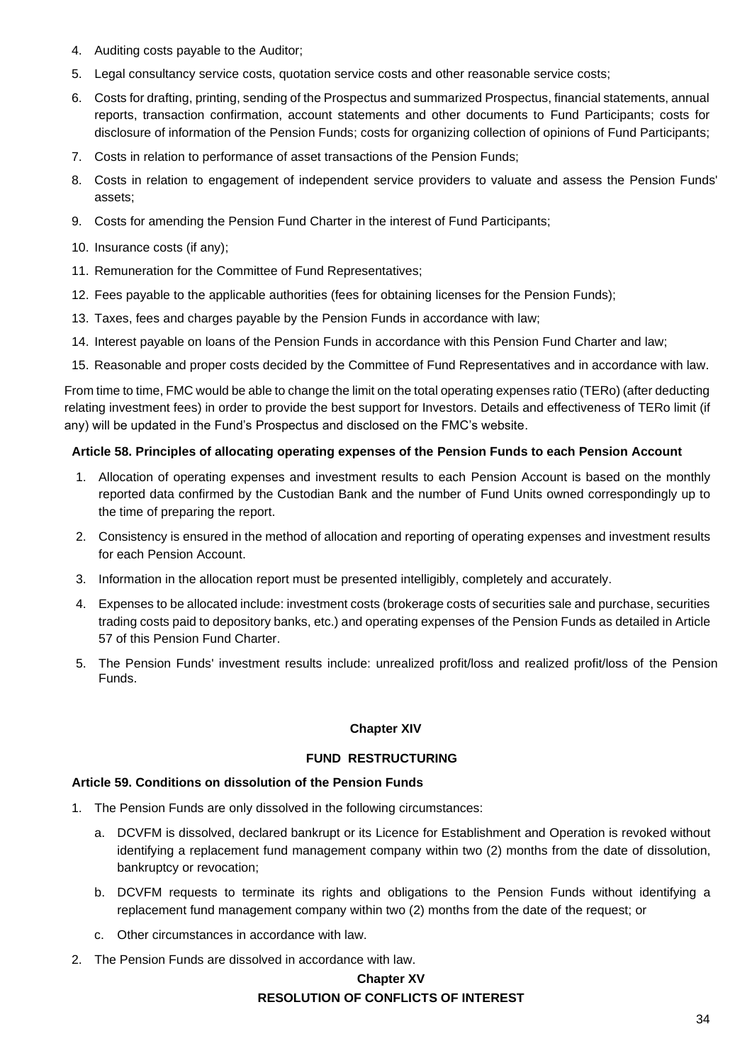4. Auditing costs payable to the Auditor;
5. Legal consultancy service costs, quotation service costs and other reasonable service costs;
6. Costs for drafting, printing, sending of the Prospectus and summarized Prospectus, financial statements, annual reports, transaction confirmation, account statements and other documents to Fund Participants; costs for disclosure of information of the Pension Funds; costs for organizing collection of opinions of Fund Participants;
7. Costs in relation to performance of asset transactions of the Pension Funds;
8. Costs in relation to engagement of independent service providers to valuate and assess the Pension Funds' assets;
9. Costs for amending the Pension Fund Charter in the interest of Fund Participants;
10. Insurance costs (if any);
11. Remuneration for the Committee of Fund Representatives;
12. Fees payable to the applicable authorities (fees for obtaining licenses for the Pension Funds);
13. Taxes, fees and charges payable by the Pension Funds in accordance with law;
14. Interest payable on loans of the Pension Funds in accordance with this Pension Fund Charter and law;
15. Reasonable and proper costs decided by the Committee of Fund Representatives and in accordance with law.

From time to time, FMC would be able to change the limit on the total operating expenses ratio (TERo) (after deducting relating investment fees) in order to provide the best support for Investors. Details and effectiveness of TERo limit (if any) will be updated in the Fund's Prospectus and disclosed on the FMC's website.

**Article 58. Principles of allocating operating expenses of the Pension Funds to each Pension Account**

1. Allocation of operating expenses and investment results to each Pension Account is based on the monthly reported data confirmed by the Custodian Bank and the number of Fund Units owned correspondingly up to the time of preparing the report.
2. Consistency is ensured in the method of allocation and reporting of operating expenses and investment results for each Pension Account.
3. Information in the allocation report must be presented intelligibly, completely and accurately.
4. Expenses to be allocated include: investment costs (brokerage costs of securities sale and purchase, securities trading costs paid to depository banks, etc.) and operating expenses of the Pension Funds as detailed in Article 57 of this Pension Fund Charter.
5. The Pension Funds' investment results include: unrealized profit/loss and realized profit/loss of the Pension Funds.

## Chapter XIV

## FUND RESTRUCTURING

**Article 59. Conditions on dissolution of the Pension Funds**

1. The Pension Funds are only dissolved in the following circumstances:
    a. DCVFM is dissolved, declared bankrupt or its Licence for Establishment and Operation is revoked without identifying a replacement fund management company within two (2) months from the date of dissolution, bankruptcy or revocation;
    b. DCVFM requests to terminate its rights and obligations to the Pension Funds without identifying a replacement fund management company within two (2) months from the date of the request; or
    c. Other circumstances in accordance with law.
2. The Pension Funds are dissolved in accordance with law.

## Chapter XV

## RESOLUTION OF CONFLICTS OF INTEREST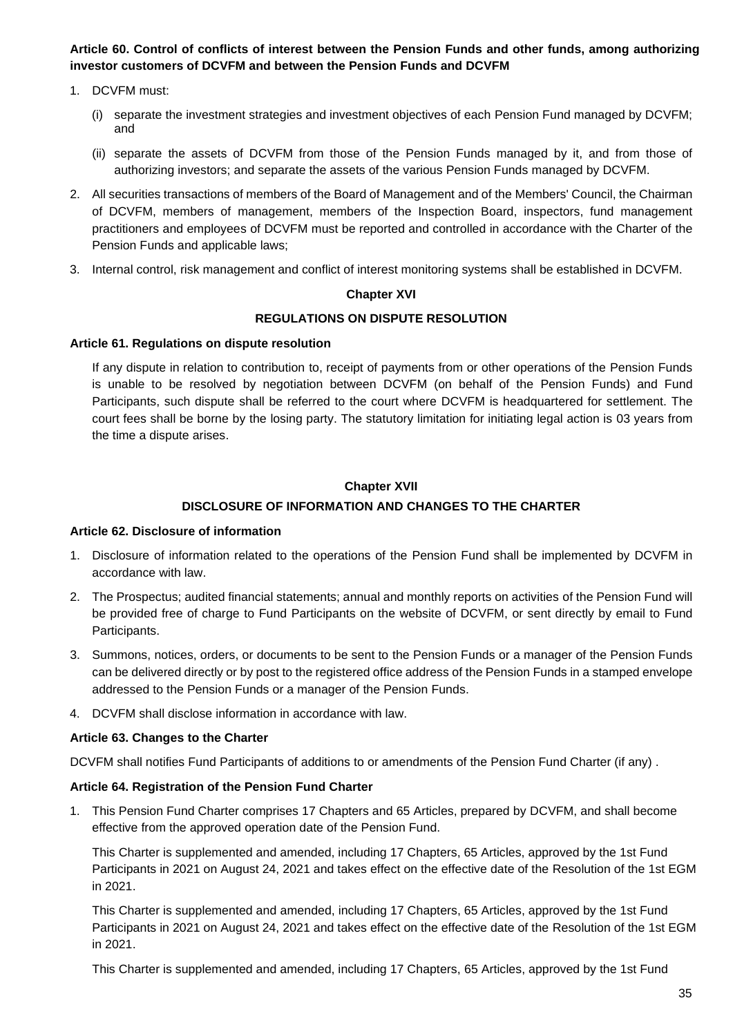**Article 60. Control of conflicts of interest between the Pension Funds and other funds, among authorizing investor customers of DCVFM and between the Pension Funds and DCVFM**

1. DCVFM must:

   (i) separate the investment strategies and investment objectives of each Pension Fund managed by DCVFM; and

   (ii) separate the assets of DCVFM from those of the Pension Funds managed by it, and from those of authorizing investors; and separate the assets of the various Pension Funds managed by DCVFM.

2. All securities transactions of members of the Board of Management and of the Members' Council, the Chairman of DCVFM, members of management, members of the Inspection Board, inspectors, fund management practitioners and employees of DCVFM must be reported and controlled in accordance with the Charter of the Pension Funds and applicable laws;

3. Internal control, risk management and conflict of interest monitoring systems shall be established in DCVFM.

## Chapter XVI

## REGULATIONS ON DISPUTE RESOLUTION

**Article 61. Regulations on dispute resolution**

If any dispute in relation to contribution to, receipt of payments from or other operations of the Pension Funds is unable to be resolved by negotiation between DCVFM (on behalf of the Pension Funds) and Fund Participants, such dispute shall be referred to the court where DCVFM is headquartered for settlement. The court fees shall be borne by the losing party. The statutory limitation for initiating legal action is 03 years from the time a dispute arises.

## Chapter XVII

## DISCLOSURE OF INFORMATION AND CHANGES TO THE CHARTER

**Article 62. Disclosure of information**

1. Disclosure of information related to the operations of the Pension Fund shall be implemented by DCVFM in accordance with law.

2. The Prospectus; audited financial statements; annual and monthly reports on activities of the Pension Fund will be provided free of charge to Fund Participants on the website of DCVFM, or sent directly by email to Fund Participants.

3. Summons, notices, orders, or documents to be sent to the Pension Funds or a manager of the Pension Funds can be delivered directly or by post to the registered office address of the Pension Funds in a stamped envelope addressed to the Pension Funds or a manager of the Pension Funds.

4. DCVFM shall disclose information in accordance with law.

**Article 63. Changes to the Charter**

DCVFM shall notifies Fund Participants of additions to or amendments of the Pension Fund Charter (if any) .

**Article 64. Registration of the Pension Fund Charter**

1. This Pension Fund Charter comprises 17 Chapters and 65 Articles, prepared by DCVFM, and shall become effective from the approved operation date of the Pension Fund.

   This Charter is supplemented and amended, including 17 Chapters, 65 Articles, approved by the 1st Fund Participants in 2021 on August 24, 2021 and takes effect on the effective date of the Resolution of the 1st EGM in 2021.

   This Charter is supplemented and amended, including 17 Chapters, 65 Articles, approved by the 1st Fund Participants in 2021 on August 24, 2021 and takes effect on the effective date of the Resolution of the 1st EGM in 2021.

   This Charter is supplemented and amended, including 17 Chapters, 65 Articles, approved by the 1st Fund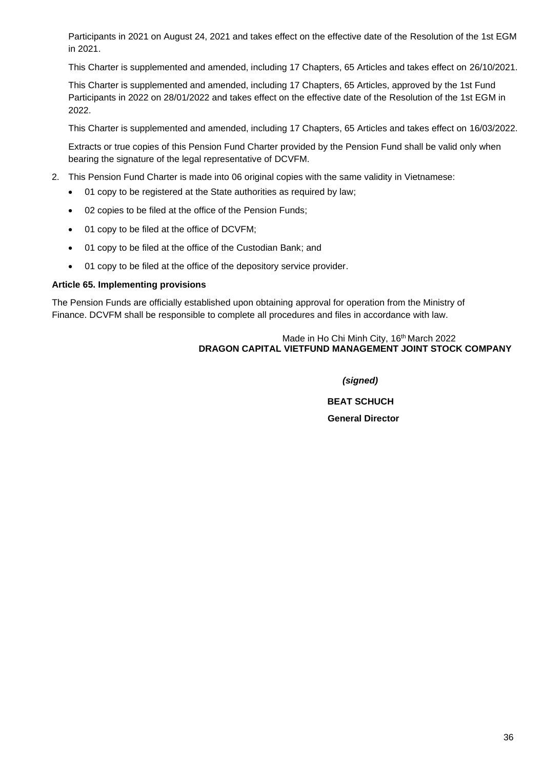Participants in 2021 on August 24, 2021 and takes effect on the effective date of the Resolution of the 1st EGM in 2021.

This Charter is supplemented and amended, including 17 Chapters, 65 Articles and takes effect on 26/10/2021.

This Charter is supplemented and amended, including 17 Chapters, 65 Articles, approved by the 1st Fund Participants in 2022 on 28/01/2022 and takes effect on the effective date of the Resolution of the 1st EGM in 2022.

This Charter is supplemented and amended, including 17 Chapters, 65 Articles and takes effect on 16/03/2022.

Extracts or true copies of this Pension Fund Charter provided by the Pension Fund shall be valid only when bearing the signature of the legal representative of DCVFM.

2. This Pension Fund Charter is made into 06 original copies with the same validity in Vietnamese:
   - 01 copy to be registered at the State authorities as required by law;
   - 02 copies to be filed at the office of the Pension Funds;
   - 01 copy to be filed at the office of DCVFM;
   - 01 copy to be filed at the office of the Custodian Bank; and
   - 01 copy to be filed at the office of the depository service provider.

**Article 65. Implementing provisions**

The Pension Funds are officially established upon obtaining approval for operation from the Ministry of Finance. DCVFM shall be responsible to complete all procedures and files in accordance with law.

Made in Ho Chi Minh City, 16th March 2022

**DRAGON CAPITAL VIETFUND MANAGEMENT JOINT STOCK COMPANY**

***(signed)***

**BEAT SCHUCH**

**General Director**